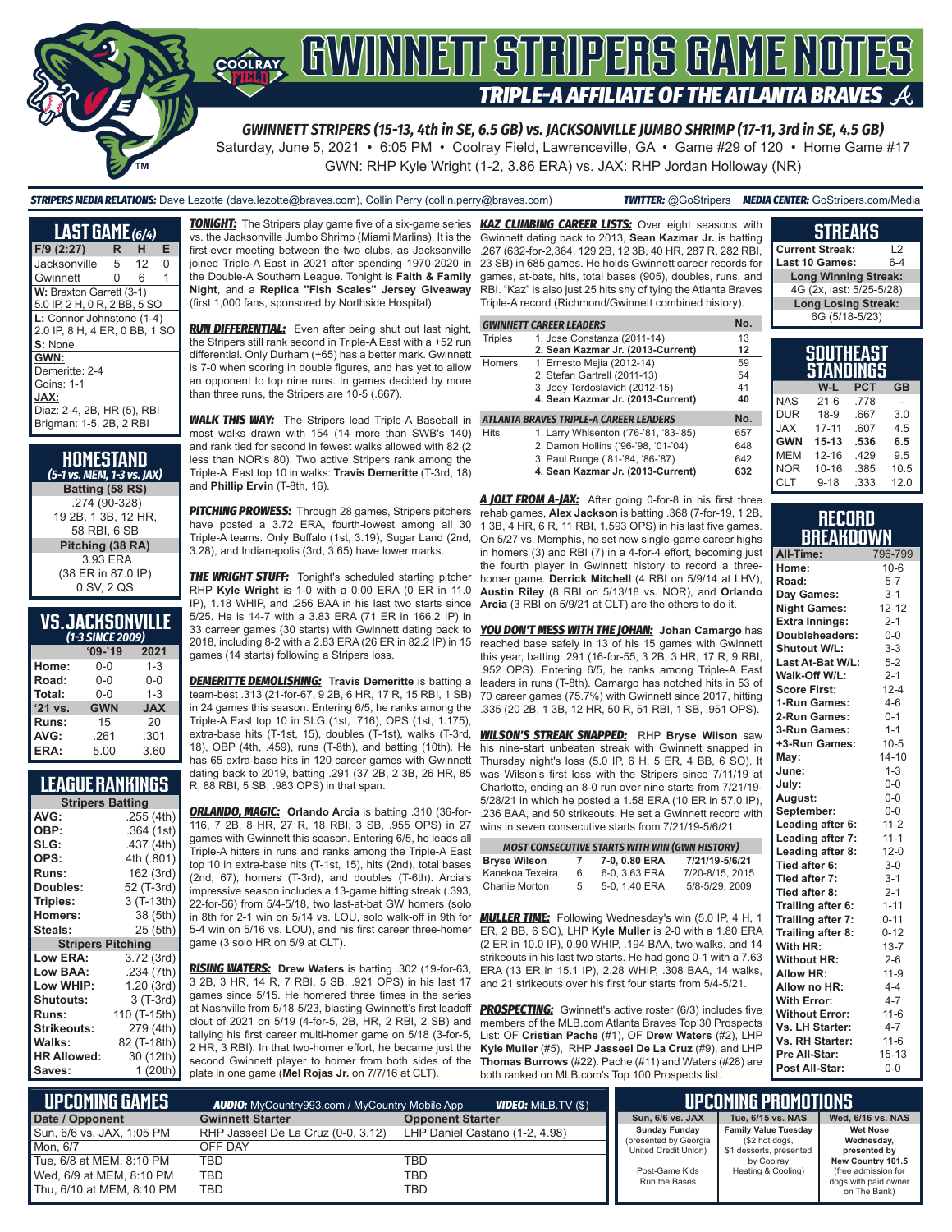# GWINNETT STRIPERS GAME NOTES

## TRIPLE-A AFFILIATE OF THE ATLANTA BRAVES

### GWINNETT STRIPERS (15-13, 4th in SE, 6.5 GB) vs. JACKSONVILLE JUMBO SHRIMP (17-11, 3rd in SE, 4.5 GB)

Saturday, June 5, 2021 • 6:05 PM • Coolray Field, Lawrenceville, GA • Game #29 of 120 • Home Game #17

GWN: RHP Kyle Wright (1-2, 3.86 ERA) vs. JAX: RHP Jordan Holloway (NR)

**STRIPERS MEDIA RELATIONS:** Dave Lezotte (dave.lezotte@braves.com), Collin Perry (collin.perry@braves.com) **TWITTER:** @GoStripers **MEDIA CENTER:** GoStripers.com/Media

## LAST GAME (6/4)

| F/9 (2:27) | R | H | E |
|---|---|---|---|
| Jacksonville | 5 | 12 | 0 |
| Gwinnett | 0 | 6 | 1 |

**W:** Braxton Garrett (3-1)
5.0 IP, 2 H, 0 R, 2 BB, 5 SO

**L:** Connor Johnstone (1-4)
2.0 IP, 8 H, 4 ER, 0 BB, 1 SO

**S:** None

**GWN:**
Demeritte: 2-4
Goins: 1-1

**JAX:**
Diaz: 2-4, 2B, HR (5), RBI
Brigman: 1-5, 2B, 2 RBI

## HOMESTAND
*(5-1 vs. MEM, 1-3 vs. JAX)*

| Batting (58 RS) |
|---|
| .274 (90-328) |
| 19 2B, 1 3B, 12 HR, |
| 58 RBI, 6 SB |
| **Pitching (38 RA)** |
| 3.93 ERA |
| (38 ER in 87.0 IP) |
| 0 SV, 2 QS |

## VS. JACKSONVILLE
*(1-3 SINCE 2009)*

| | '09-'19 | 2021 |
|---|---|---|
| Home: | 0-0 | 1-3 |
| Road: | 0-0 | 0-0 |
| Total: | 0-0 | 1-3 |
| **'21 vs.** | **GWN** | **JAX** |
| Runs: | 15 | 20 |
| AVG: | .261 | .301 |
| ERA: | 5.00 | 3.60 |

## LEAGUE RANKINGS

| Stripers Batting | |
|---|---|
| AVG: | .255 (4th) |
| OBP: | .364 (1st) |
| SLG: | .437 (4th) |
| OPS: | 4th (.801) |
| Runs: | 162 (3rd) |
| Doubles: | 52 (T-3rd) |
| Triples: | 3 (T-13th) |
| Homers: | 38 (5th) |
| Steals: | 25 (5th) |
| **Stripers Pitching** | |
| Low ERA: | 3.72 (3rd) |
| Low BAA: | .234 (7th) |
| Low WHIP: | 1.20 (3rd) |
| Shutouts: | 3 (T-3rd) |
| Runs: | 110 (T-15th) |
| Strikeouts: | 279 (4th) |
| Walks: | 82 (T-18th) |
| HR Allowed: | 30 (12th) |
| Saves: | 1 (20th) |

***TONIGHT:*** The Stripers play game five of a six-game series vs. the Jacksonville Jumbo Shrimp (Miami Marlins). It is the first-ever meeting between the two clubs, as Jacksonville joined Triple-A East in 2021 after spending 1970-2020 in the Double-A Southern League. Tonight is **Faith & Family Night**, and a **Replica "Fish Scales" Jersey Giveaway** (first 1,000 fans, sponsored by Northside Hospital).

***RUN DIFFERENTIAL:*** Even after being shut out last night, the Stripers still rank second in Triple-A East with a +52 run differential. Only Durham (+65) has a better mark. Gwinnett is 7-0 when scoring in double figures, and has yet to allow an opponent to top nine runs. In games decided by more than three runs, the Stripers are 10-5 (.667).

***WALK THIS WAY:*** The Stripers lead Triple-A Baseball in most walks drawn with 154 (14 more than SWB's 140) and rank tied for second in fewest walks allowed with 82 (2 less than NOR's 80). Two active Stripers rank among the Triple-A East top 10 in walks: **Travis Demeritte** (T-3rd, 18) and **Phillip Ervin** (T-8th, 16).

***PITCHING PROWESS:*** Through 28 games, Stripers pitchers have posted a 3.72 ERA, fourth-lowest among all 30 Triple-A teams. Only Buffalo (1st, 3.19), Sugar Land (2nd, 3.28), and Indianapolis (3rd, 3.65) have lower marks.

***THE WRIGHT STUFF:*** Tonight's scheduled starting pitcher RHP **Kyle Wright** is 1-0 with a 0.00 ERA (0 ER in 11.0 IP), 1.18 WHIP, and .256 BAA in his last two starts since 5/25. He is 14-7 with a 3.83 ERA (71 ER in 166.2 IP) in 33 career games (30 starts) with Gwinnett dating back to 2018, including 8-2 with a 2.83 ERA (26 ER in 82.2 IP) in 15 games (14 starts) following a Stripers loss.

***DEMERITTE DEMOLISHING:*** **Travis Demeritte** is batting a team-best .313 (21-for-67, 9 2B, 6 HR, 17 R, 15 RBI, 1 SB) in 24 games this season. Entering 6/5, he ranks among the Triple-A East top 10 in SLG (1st, .716), OPS (1st, 1.175), extra-base hits (T-1st, 15), doubles (T-1st), walks (T-3rd, 18), OBP (4th, .459), runs (T-8th), and batting (10th). He has 65 extra-base hits in 120 career games with Gwinnett dating back to 2019, batting .291 (37 2B, 2 3B, 26 HR, 85 R, 88 RBI, 5 SB, .983 OPS) in that span.

***ORLANDO, MAGIC:*** **Orlando Arcia** is batting .310 (36-for-116, 7 2B, 8 HR, 27 R, 18 RBI, 3 SB, .955 OPS) in 27 games with Gwinnett this season. Entering 6/5, he leads all Triple-A hitters in runs and ranks among the Triple-A East top 10 in extra-base hits (T-1st, 15), hits (2nd), total bases (2nd, 67), homers (T-3rd), and doubles (T-6th). Arcia's impressive season includes a 13-game hitting streak (.393, 22-for-56) from 5/4-5/18, two last-at-bat GW homers (solo in 8th for 2-1 win on 5/14 vs. LOU, solo walk-off in 9th for 5-4 win on 5/16 vs. LOU), and his first career three-homer game (3 solo HR on 5/9 at CLT).

***RISING WATERS:*** **Drew Waters** is batting .302 (19-for-63, 3 2B, 3 HR, 14 R, 7 RBI, 5 SB, .921 OPS) in his last 17 games since 5/15. He homered three times in the series at Nashville from 5/18-5/23, blasting Gwinnett's first leadoff clout of 2021 on 5/19 (4-for-5, 2B, HR, 2 RBI, 2 SB) and tallying his first career multi-homer game on 5/18 (3-for-5, 2 HR, 3 RBI). In that two-homer effort, he became just the second Gwinnett player to homer from both sides of the plate in one game (**Mel Rojas Jr.** on 7/7/16 at CLT).

***KAZ CLIMBING CAREER LISTS:*** Over eight seasons with Gwinnett dating back to 2013, **Sean Kazmar Jr.** is batting .267 (632-for-2,364, 129 2B, 12 3B, 40 HR, 287 R, 282 RBI, 23 SB) in 685 games. He holds Gwinnett career records for games, at-bats, hits, total bases (905), doubles, runs, and RBI. "Kaz" is also just 25 hits shy of tying the Atlanta Braves Triple-A record (Richmond/Gwinnett combined history).

| GWINNETT CAREER LEADERS | | No. |
|---|---|---|
| Triples | 1. Jose Constanza (2011-14) | 13 |
| | **2. Sean Kazmar Jr. (2013-Current)** | **12** |
| Homers | 1. Ernesto Mejia (2012-14) | 59 |
| | 2. Stefan Gartrell (2011-13) | 54 |
| | 3. Joey Terdoslavich (2012-15) | 41 |
| | **4. Sean Kazmar Jr. (2013-Current)** | **40** |
| **ATLANTA BRAVES TRIPLE-A CAREER LEADERS** | | **No.** |
| Hits | 1. Larry Whisenton ('76-'81, '83-'85) | 657 |
| | 2. Damon Hollins ('96-'98, '01-'04) | 648 |
| | 3. Paul Runge ('81-'84, '86-'87) | 642 |
| | **4. Sean Kazmar Jr. (2013-Current)** | **632** |

***A JOLT FROM A-JAX:*** After going 0-for-8 in his first three rehab games, **Alex Jackson** is batting .368 (7-for-19, 1 2B, 1 3B, 4 HR, 6 R, 11 RBI, 1.593 OPS) in his last five games. On 5/27 vs. Memphis, he set new single-game career highs in homers (3) and RBI (7) in a 4-for-4 effort, becoming just the fourth player in Gwinnett history to record a three-homer game. **Derrick Mitchell** (4 RBI on 5/9/14 at LHV), **Austin Riley** (8 RBI on 5/13/18 vs. NOR), and **Orlando Arcia** (3 RBI on 5/9/21 at CLT) are the others to do it.

***YOU DON'T MESS WITH THE JOHAN:*** **Johan Camargo** has reached base safely in 13 of his 15 games with Gwinnett this year, batting .291 (16-for-55, 3 2B, 3 HR, 17 R, 9 RBI, .952 OPS). Entering 6/5, he ranks among Triple-A East leaders in runs (T-8th). Camargo has notched hits in 53 of 70 career games (75.7%) with Gwinnett since 2017, hitting .335 (20 2B, 1 3B, 12 HR, 50 R, 51 RBI, 1 SB, .951 OPS).

***WILSON'S STREAK SNAPPED:*** RHP **Bryse Wilson** saw his nine-start unbeaten streak with Gwinnett snapped in Thursday night's loss (5.0 IP, 6 H, 5 ER, 4 BB, 6 SO). It was Wilson's first loss with the Stripers since 7/11/19 at Charlotte, ending an 8-0 run over nine starts from 7/21/19-5/28/21 in which he posted a 1.58 ERA (10 ER in 57.0 IP), .236 BAA, and 50 strikeouts. He set a Gwinnett record with wins in seven consecutive starts from 7/21/19-5/6/21.

| MOST CONSECUTIVE STARTS WITH WIN (GWN HISTORY) | | | |
|---|---|---|---|
| **Bryse Wilson** | **7** | **7-0, 0.80 ERA** | **7/21/19-5/6/21** |
| Kanekoa Texeira | 6 | 6-0, 3.63 ERA | 7/20-8/15, 2015 |
| Charlie Morton | 5 | 5-0, 1.40 ERA | 5/8-5/29, 2009 |

***MULLER TIME:*** Following Wednesday's win (5.0 IP, 4 H, 1 ER, 2 BB, 6 SO), LHP **Kyle Muller** is 2-0 with a 1.80 ERA (2 ER in 10.0 IP), 0.90 WHIP, .194 BAA, two walks, and 14 strikeouts in his last two starts. He had gone 0-1 with a 7.63 ERA (13 ER in 15.1 IP), 2.28 WHIP, .308 BAA, 14 walks, and 21 strikeouts over his first four starts from 5/4-5/21.

***PROSPECTING:*** Gwinnett's active roster (6/3) includes five members of the MLB.com Atlanta Braves Top 30 Prospects List: OF **Cristian Pache** (#1), OF **Drew Waters** (#2), LHP **Kyle Muller** (#5), RHP **Jasseel De La Cruz** (#9), and LHP **Thomas Burrows** (#22). Pache (#11) and Waters (#28) are both ranked on MLB.com's Top 100 Prospects list.

## STREAKS

| | |
|---|---|
| Current Streak: | L2 |
| Last 10 Games: | 6-4 |
| **Long Winning Streak:** | |
| 4G (2x, last: 5/25-5/28) | |
| **Long Losing Streak:** | |
| 6G (5/18-5/23) | |

## SOUTHEAST STANDINGS

| | W-L | PCT | GB |
|---|---|---|---|
| NAS | 21-6 | .778 | -- |
| DUR | 18-9 | .667 | 3.0 |
| JAX | 17-11 | .607 | 4.5 |
| **GWN** | **15-13** | **.536** | **6.5** |
| MEM | 12-16 | .429 | 9.5 |
| NOR | 10-16 | .385 | 10.5 |
| CLT | 9-18 | .333 | 12.0 |

## RECORD BREAKDOWN

| | |
|---|---|
| All-Time: | 796-799 |
| Home: | 10-6 |
| Road: | 5-7 |
| Day Games: | 3-1 |
| Night Games: | 12-12 |
| Extra Innings: | 2-1 |
| Doubleheaders: | 0-0 |
| Shutout W/L: | 3-3 |
| Last At-Bat W/L: | 5-2 |
| Walk-Off W/L: | 2-1 |
| Score First: | 12-4 |
| 1-Run Games: | 4-6 |
| 2-Run Games: | 0-1 |
| 3-Run Games: | 1-1 |
| +3-Run Games: | 10-5 |
| May: | 14-10 |
| June: | 1-3 |
| July: | 0-0 |
| August: | 0-0 |
| September: | 0-0 |
| Leading after 6: | 11-2 |
| Leading after 7: | 11-1 |
| Leading after 8: | 12-0 |
| Tied after 6: | 3-0 |
| Tied after 7: | 3-1 |
| Tied after 8: | 2-1 |
| Trailing after 6: | 1-11 |
| Trailing after 7: | 0-11 |
| Trailing after 8: | 0-12 |
| With HR: | 13-7 |
| Without HR: | 2-6 |
| Allow HR: | 11-9 |
| Allow no HR: | 4-4 |
| With Error: | 4-7 |
| Without Error: | 11-6 |
| Vs. LH Starter: | 4-7 |
| Vs. RH Starter: | 11-6 |
| Pre All-Star: | 15-13 |
| Post All-Star: | 0-0 |

## UPCOMING GAMES

**AUDIO:** MyCountry993.com / MyCountry Mobile App **VIDEO:** MiLB.TV ($)

| Date / Opponent | Gwinnett Starter | Opponent Starter |
|---|---|---|
| Sun, 6/6 vs. JAX, 1:05 PM | RHP Jasseel De La Cruz (0-0, 3.12) | LHP Daniel Castano (1-2, 4.98) |
| Mon, 6/7 | OFF DAY | |
| Tue, 6/8 at MEM, 8:10 PM | TBD | TBD |
| Wed, 6/9 at MEM, 8:10 PM | TBD | TBD |
| Thu, 6/10 at MEM, 8:10 PM | TBD | TBD |

## UPCOMING PROMOTIONS

| Sun, 6/6 vs. JAX | Tue, 6/15 vs. NAS | Wed, 6/16 vs. NAS |
|---|---|---|
| **Sunday Funday** (presented by Georgia United Credit Union) Post-Game Kids Run the Bases | **Family Value Tuesday** ($2 hot dogs, $1 desserts, presented by Coolray Heating & Cooling) | **Wet Nose Wednesday, presented by New Country 101.5** (free admission for dogs with paid owner on The Bank) |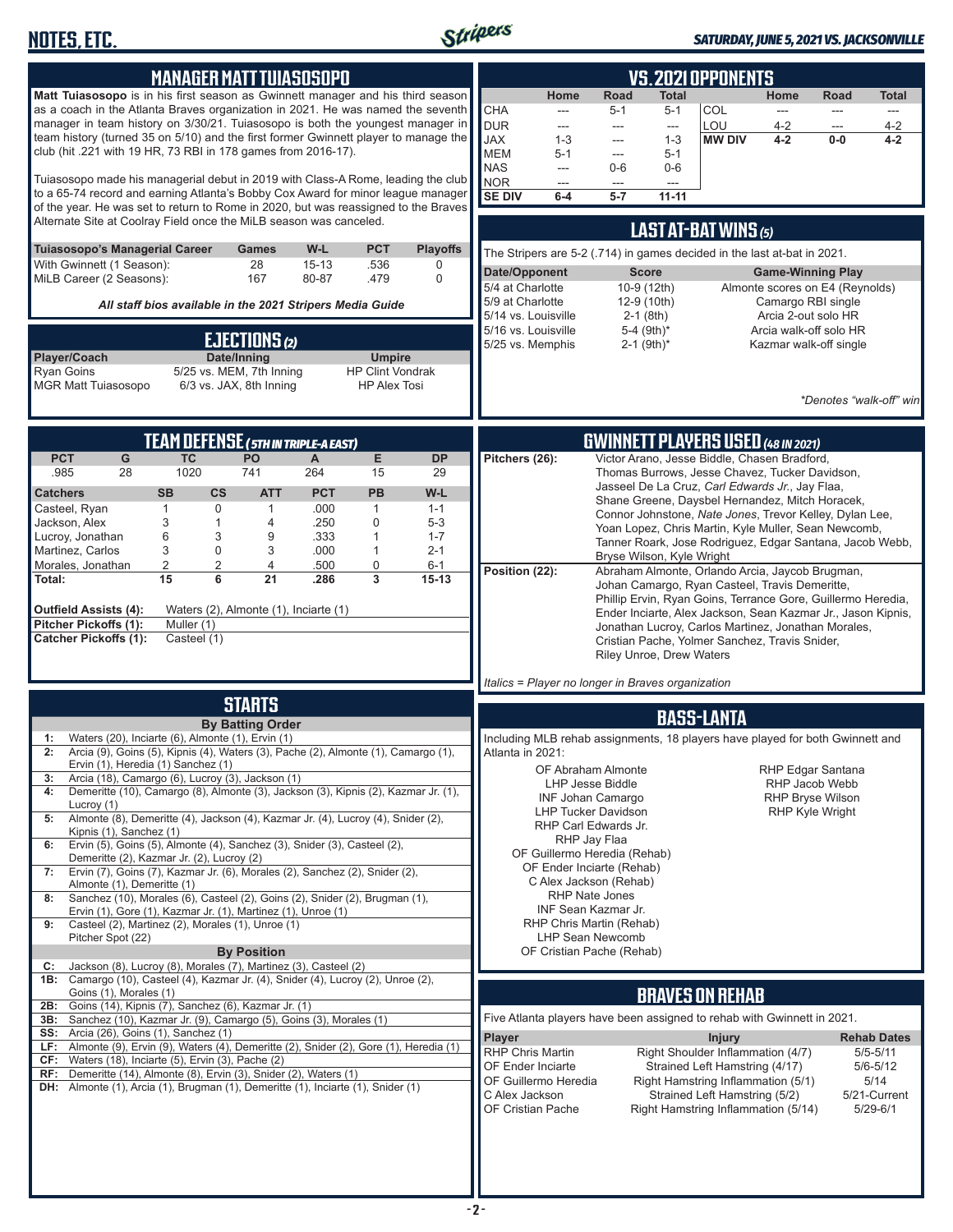## MANAGER MATT TUIASOSOPO

**Matt Tuiasosopo** is in his first season as Gwinnett manager and his third season as a coach in the Atlanta Braves organization in 2021. He was named the seventh manager in team history on 3/30/21. Tuiasosopo is both the youngest manager in team history (turned 35 on 5/10) and the first former Gwinnett player to manage the club (hit .221 with 19 HR, 73 RBI in 178 games from 2016-17).

Tuiasosopo made his managerial debut in 2019 with Class-A Rome, leading the club to a 65-74 record and earning Atlanta's Bobby Cox Award for minor league manager of the year. He was set to return to Rome in 2020, but was reassigned to the Braves Alternate Site at Coolray Field once the MiLB season was canceled.

| Tuiasosopo's Managerial Career | Games | W-L | PCT | Playoffs |
|---|---|---|---|---|
| With Gwinnett (1 Season): | 28 | 15-13 | .536 | 0 |
| MiLB Career (2 Seasons): | 167 | 80-87 | .479 | 0 |

*All staff bios available in the 2021 Stripers Media Guide*

## EJECTIONS (2)

| Player/Coach | Date/Inning | Umpire |
|---|---|---|
| Ryan Goins | 5/25 vs. MEM, 7th Inning | HP Clint Vondrak |
| MGR Matt Tuiasosopo | 6/3 vs. JAX, 8th Inning | HP Alex Tosi |

## TEAM DEFENSE (5TH IN TRIPLE-A EAST)

| PCT | G | TC | PO | A | E | DP |
|---|---|---|---|---|---|---|
| .985 | 28 | 1020 | 741 | 264 | 15 | 29 |

| Catchers | SB | CS | ATT | PCT | PB | W-L |
|---|---|---|---|---|---|---|
| Casteel, Ryan | 1 | 0 | 1 | .000 | 1 | 1-1 |
| Jackson, Alex | 3 | 1 | 4 | .250 | 0 | 5-3 |
| Lucroy, Jonathan | 6 | 3 | 9 | .333 | 1 | 1-7 |
| Martinez, Carlos | 3 | 0 | 3 | .000 | 1 | 2-1 |
| Morales, Jonathan | 2 | 2 | 4 | .500 | 0 | 6-1 |
| **Total:** | **15** | **6** | **21** | **.286** | **3** | **15-13** |

**Outfield Assists (4):** Waters (2), Almonte (1), Inciarte (1)
**Pitcher Pickoffs (1):** Muller (1)
**Catcher Pickoffs (1):** Casteel (1)

## STARTS

**By Batting Order**

1: Waters (20), Inciarte (6), Almonte (1), Ervin (1)
2: Arcia (9), Goins (5), Kipnis (4), Waters (3), Pache (2), Almonte (1), Camargo (1), Ervin (1), Heredia (1) Sanchez (1)
3: Arcia (18), Camargo (6), Lucroy (3), Jackson (1)
4: Demeritte (10), Camargo (8), Almonte (3), Jackson (3), Kipnis (2), Kazmar Jr. (1), Lucroy (1)
5: Almonte (8), Demeritte (4), Jackson (4), Kazmar Jr. (4), Lucroy (4), Snider (2), Kipnis (1), Sanchez (1)
6: Ervin (5), Goins (5), Almonte (4), Sanchez (3), Snider (3), Casteel (2), Demeritte (2), Kazmar Jr. (2), Lucroy (2)
7: Ervin (7), Goins (7), Kazmar Jr. (6), Morales (2), Sanchez (2), Snider (2), Almonte (1), Demeritte (1)
8: Sanchez (10), Morales (6), Casteel (2), Goins (2), Snider (2), Brugman (1), Ervin (1), Gore (1), Kazmar Jr. (1), Martinez (1), Unroe (1)
9: Casteel (2), Martinez (2), Morales (1), Unroe (1), Pitcher Spot (22)

**By Position**

C: Jackson (8), Lucroy (8), Morales (7), Martinez (3), Casteel (2)
1B: Camargo (10), Casteel (4), Kazmar Jr. (4), Snider (4), Lucroy (2), Unroe (2), Goins (1), Morales (1)
2B: Goins (14), Kipnis (7), Sanchez (6), Kazmar Jr. (1)
3B: Sanchez (10), Kazmar Jr. (9), Camargo (5), Goins (3), Morales (1)
SS: Arcia (26), Goins (1), Sanchez (1)
LF: Almonte (9), Ervin (9), Waters (4), Demeritte (2), Snider (2), Gore (1), Heredia (1)
CF: Waters (18), Inciarte (5), Ervin (3), Pache (2)
RF: Demeritte (14), Almonte (8), Ervin (3), Snider (2), Waters (1)
DH: Almonte (1), Arcia (1), Brugman (1), Demeritte (1), Inciarte (1), Snider (1)

## VS. 2021 OPPONENTS

| | Home | Road | Total | | Home | Road | Total |
|---|---|---|---|---|---|---|---|
| CHA | --- | 5-1 | 5-1 | COL | --- | --- | --- |
| DUR | --- | --- | --- | LOU | 4-2 | --- | 4-2 |
| JAX | 1-3 | --- | 1-3 | **MW DIV** | **4-2** | **0-0** | **4-2** |
| MEM | 5-1 | --- | 5-1 | | | | |
| NAS | --- | 0-6 | 0-6 | | | | |
| NOR | --- | --- | --- | | | | |
| **SE DIV** | **6-4** | **5-7** | **11-11** | | | | |

## LAST AT-BAT WINS (5)

The Stripers are 5-2 (.714) in games decided in the last at-bat in 2021.

| Date/Opponent | Score | Game-Winning Play |
|---|---|---|
| 5/4 at Charlotte | 10-9 (12th) | Almonte scores on E4 (Reynolds) |
| 5/9 at Charlotte | 12-9 (10th) | Camargo RBI single |
| 5/14 vs. Louisville | 2-1 (8th) | Arcia 2-out solo HR |
| 5/16 vs. Louisville | 5-4 (9th)* | Arcia walk-off solo HR |
| 5/25 vs. Memphis | 2-1 (9th)* | Kazmar walk-off single |

*\*Denotes "walk-off" win*

## GWINNETT PLAYERS USED (48 IN 2021)

**Pitchers (26):** Victor Arano, Jesse Biddle, Chasen Bradford, Thomas Burrows, Jesse Chavez, Tucker Davidson, Jasseel De La Cruz, *Carl Edwards Jr.*, Jay Flaa, Shane Greene, Daysbel Hernandez, Mitch Horacek, Connor Johnstone, *Nate Jones*, Trevor Kelley, Dylan Lee, Yoan Lopez, Chris Martin, Kyle Muller, Sean Newcomb, Tanner Roark, Jose Rodriguez, Edgar Santana, Jacob Webb, Bryse Wilson, Kyle Wright

**Position (22):** Abraham Almonte, Orlando Arcia, Jaycob Brugman, Johan Camargo, Ryan Casteel, Travis Demeritte, Phillip Ervin, Ryan Goins, Terrance Gore, Guillermo Heredia, Ender Inciarte, Alex Jackson, Sean Kazmar Jr., Jason Kipnis, Jonathan Lucroy, Carlos Martinez, Jonathan Morales, Cristian Pache, Yolmer Sanchez, Travis Snider, Riley Unroe, Drew Waters

*Italics = Player no longer in Braves organization*

## BASS-LANTA

Including MLB rehab assignments, 18 players have played for both Gwinnett and Atlanta in 2021:

- OF Abraham Almonte
- LHP Jesse Biddle
- INF Johan Camargo
- LHP Tucker Davidson
- RHP Carl Edwards Jr.
- RHP Jay Flaa
- OF Guillermo Heredia (Rehab)
- OF Ender Inciarte (Rehab)
- C Alex Jackson (Rehab)
- RHP Nate Jones
- INF Sean Kazmar Jr.
- RHP Chris Martin (Rehab)
- LHP Sean Newcomb
- OF Cristian Pache (Rehab)
- RHP Edgar Santana
- RHP Jacob Webb
- RHP Bryse Wilson
- RHP Kyle Wright

## BRAVES ON REHAB

Five Atlanta players have been assigned to rehab with Gwinnett in 2021.

| Player | Injury | Rehab Dates |
|---|---|---|
| RHP Chris Martin | Right Shoulder Inflammation (4/7) | 5/5-5/11 |
| OF Ender Inciarte | Strained Left Hamstring (4/17) | 5/6-5/12 |
| OF Guillermo Heredia | Right Hamstring Inflammation (5/1) | 5/14 |
| C Alex Jackson | Strained Left Hamstring (5/2) | 5/21-Current |
| OF Cristian Pache | Right Hamstring Inflammation (5/14) | 5/29-6/1 |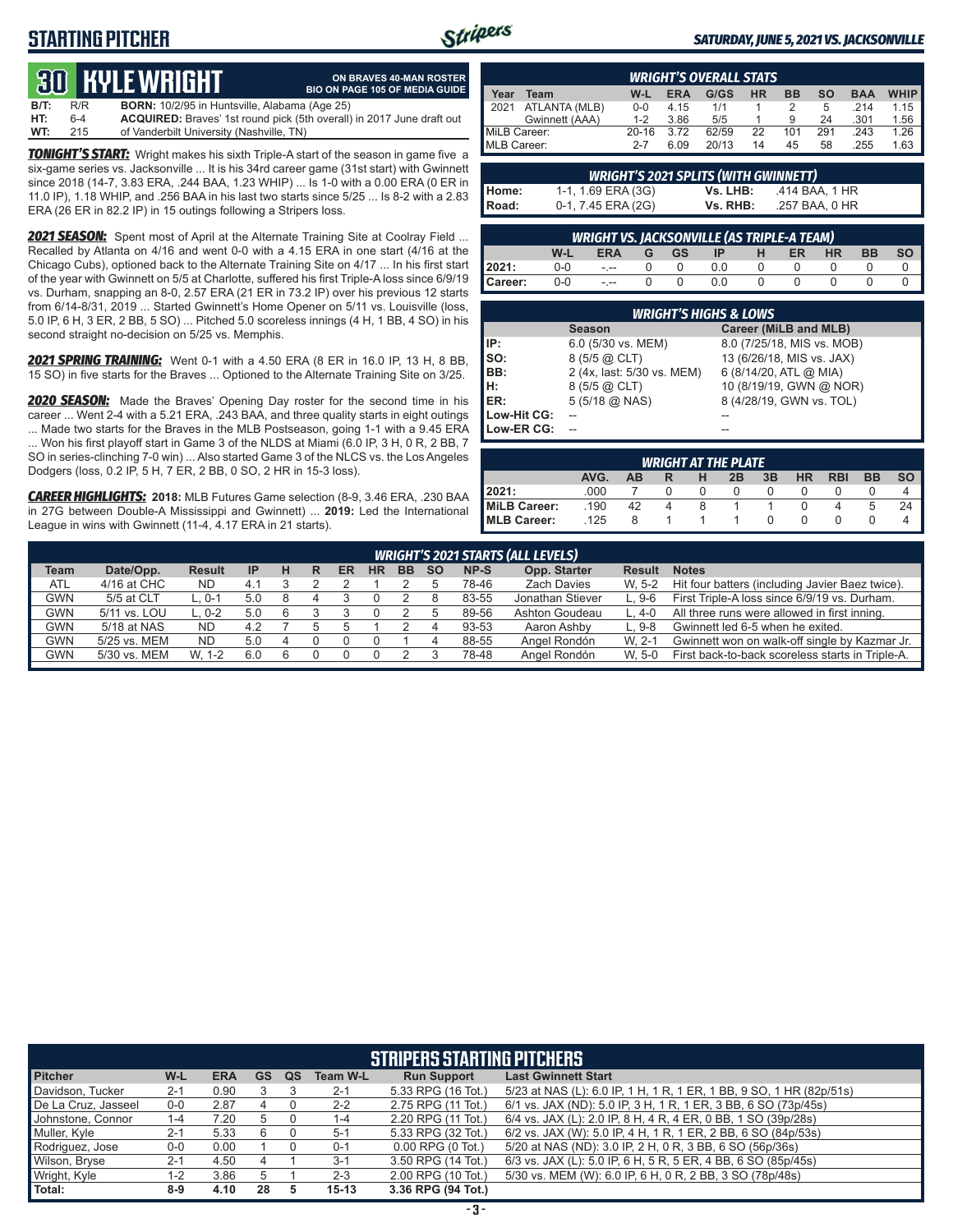# STARTING PITCHER

*SATURDAY, JUNE 5, 2021 VS. JACKSONVILLE*

## 30 KYLE WRIGHT

**ON BRAVES 40-MAN ROSTER**
**BIO ON PAGE 105 OF MEDIA GUIDE**

| | | |
|---|---|---|
| **B/T:** | R/R | **BORN:** 10/2/95 in Huntsville, Alabama (Age 25) |
| **HT:** | 6-4 | **ACQUIRED:** Braves' 1st round pick (5th overall) in 2017 June draft out |
| **WT:** | 215 | of Vanderbilt University (Nashville, TN) |

***TONIGHT'S START:*** Wright makes his sixth Triple-A start of the season in game five a six-game series vs. Jacksonville ... It is his 34rd career game (31st start) with Gwinnett since 2018 (14-7, 3.83 ERA, .244 BAA, 1.23 WHIP) ... Is 1-0 with a 0.00 ERA (0 ER in 11.0 IP), 1.18 WHIP, and .256 BAA in his last two starts since 5/25 ... Is 8-2 with a 2.83 ERA (26 ER in 82.2 IP) in 15 outings following a Stripers loss.

***2021 SEASON:*** Spent most of April at the Alternate Training Site at Coolray Field ... Recalled by Atlanta on 4/16 and went 0-0 with a 4.15 ERA in one start (4/16 at the Chicago Cubs), optioned back to the Alternate Training Site on 4/17 ... In his first start of the year with Gwinnett on 5/5 at Charlotte, suffered his first Triple-A loss since 6/9/19 vs. Durham, snapping an 8-0, 2.57 ERA (21 ER in 73.2 IP) over his previous 12 starts from 6/14-8/31, 2019 ... Started Gwinnett's Home Opener on 5/11 vs. Louisville (loss, 5.0 IP, 6 H, 3 ER, 2 BB, 5 SO) ... Pitched 5.0 scoreless innings (4 H, 1 BB, 4 SO) in his second straight no-decision on 5/25 vs. Memphis.

***2021 SPRING TRAINING:*** Went 0-1 with a 4.50 ERA (8 ER in 16.0 IP, 13 H, 8 BB, 15 SO) in five starts for the Braves ... Optioned to the Alternate Training Site on 3/25.

***2020 SEASON:*** Made the Braves' Opening Day roster for the second time in his career ... Went 2-4 with a 5.21 ERA, .243 BAA, and three quality starts in eight outings ... Made two starts for the Braves in the MLB Postseason, going 1-1 with a 9.45 ERA ... Won his first playoff start in Game 3 of the NLDS at Miami (6.0 IP, 3 H, 0 R, 2 BB, 7 SO in series-clinching 7-0 win) ... Also started Game 3 of the NLCS vs. the Los Angeles Dodgers (loss, 0.2 IP, 5 H, 7 ER, 2 BB, 0 SO, 2 HR in 15-3 loss).

***CAREER HIGHLIGHTS:*** **2018:** MLB Futures Game selection (8-9, 3.46 ERA, .230 BAA in 27G between Double-A Mississippi and Gwinnett) ... **2019:** Led the International League in wins with Gwinnett (11-4, 4.17 ERA in 21 starts).

### WRIGHT'S OVERALL STATS

| Year | Team | W-L | ERA | G/GS | HR | BB | SO | BAA | WHIP |
|---|---|---|---|---|---|---|---|---|---|
| 2021 | ATLANTA (MLB) | 0-0 | 4.15 | 1/1 | 1 | 2 | 5 | .214 | 1.15 |
| | Gwinnett (AAA) | 1-2 | 3.86 | 5/5 | 1 | 9 | 24 | .301 | 1.56 |
| MiLB Career: | | 20-16 | 3.72 | 62/59 | 22 | 101 | 291 | .243 | 1.26 |
| MLB Career: | | 2-7 | 6.09 | 20/13 | 14 | 45 | 58 | .255 | 1.63 |

### WRIGHT'S 2021 SPLITS (WITH GWINNETT)

| | | | |
|---|---|---|---|
| **Home:** | 1-1, 1.69 ERA (3G) | **Vs. LHB:** | .414 BAA, 1 HR |
| **Road:** | 0-1, 7.45 ERA (2G) | **Vs. RHB:** | .257 BAA, 0 HR |

### WRIGHT VS. JACKSONVILLE (AS TRIPLE-A TEAM)

| | W-L | ERA | G | GS | IP | H | ER | HR | BB | SO |
|---|---|---|---|---|---|---|---|---|---|---|
| **2021:** | 0-0 | -.-- | 0 | 0 | 0.0 | 0 | 0 | 0 | 0 | 0 |
| **Career:** | 0-0 | -.-- | 0 | 0 | 0.0 | 0 | 0 | 0 | 0 | 0 |

### WRIGHT'S HIGHS & LOWS

| | Season | Career (MiLB and MLB) |
|---|---|---|
| **IP:** | 6.0 (5/30 vs. MEM) | 8.0 (7/25/18, MIS vs. MOB) |
| **SO:** | 8 (5/5 @ CLT) | 13 (6/26/18, MIS vs. JAX) |
| **BB:** | 2 (4x, last: 5/30 vs. MEM) | 6 (8/14/20, ATL @ MIA) |
| **H:** | 8 (5/5 @ CLT) | 10 (8/19/19, GWN @ NOR) |
| **ER:** | 5 (5/18 @ NAS) | 8 (4/28/19, GWN vs. TOL) |
| **Low-Hit CG:** | -- | -- |
| **Low-ER CG:** | -- | -- |

### WRIGHT AT THE PLATE

| | AVG. | AB | R | H | 2B | 3B | HR | RBI | BB | SO |
|---|---|---|---|---|---|---|---|---|---|---|
| **2021:** | .000 | 7 | 0 | 0 | 0 | 0 | 0 | 0 | 0 | 4 |
| **MiLB Career:** | .190 | 42 | 4 | 8 | 1 | 1 | 0 | 4 | 5 | 24 |
| **MLB Career:** | .125 | 8 | 1 | 1 | 1 | 0 | 0 | 0 | 0 | 4 |

### WRIGHT'S 2021 STARTS (ALL LEVELS)

| Team | Date/Opp. | Result | IP | H | R | ER | HR | BB | SO | NP-S | Opp. Starter | Result | Notes |
|---|---|---|---|---|---|---|---|---|---|---|---|---|---|
| ATL | 4/16 at CHC | ND | 4.1 | 3 | 2 | 2 | 1 | 2 | 5 | 78-46 | Zach Davies | W, 5-2 | Hit four batters (including Javier Baez twice). |
| GWN | 5/5 at CLT | L, 0-1 | 5.0 | 8 | 4 | 3 | 0 | 2 | 8 | 83-55 | Jonathan Stiever | L, 9-6 | First Triple-A loss since 6/9/19 vs. Durham. |
| GWN | 5/11 vs. LOU | L, 0-2 | 5.0 | 6 | 3 | 3 | 0 | 2 | 5 | 89-56 | Ashton Goudeau | L, 4-0 | All three runs were allowed in first inning. |
| GWN | 5/18 at NAS | ND | 4.2 | 7 | 5 | 5 | 1 | 2 | 4 | 93-53 | Aaron Ashby | L, 9-8 | Gwinnett led 6-5 when he exited. |
| GWN | 5/25 vs. MEM | ND | 5.0 | 4 | 0 | 0 | 0 | 1 | 4 | 88-55 | Angel Rondón | W, 2-1 | Gwinnett won on walk-off single by Kazmar Jr. |
| GWN | 5/30 vs. MEM | W, 1-2 | 6.0 | 6 | 0 | 0 | 0 | 2 | 3 | 78-48 | Angel Rondón | W, 5-0 | First back-to-back scoreless starts in Triple-A. |

### STRIPERS STARTING PITCHERS

| Pitcher | W-L | ERA | GS | QS | Team W-L | Run Support | Last Gwinnett Start |
|---|---|---|---|---|---|---|---|
| Davidson, Tucker | 2-1 | 0.90 | 3 | 3 | 2-1 | 5.33 RPG (16 Tot.) | 5/23 at NAS (L): 6.0 IP, 1 H, 1 R, 1 ER, 1 BB, 9 SO, 1 HR (82p/51s) |
| De La Cruz, Jasseel | 0-0 | 2.87 | 4 | 0 | 2-2 | 2.75 RPG (11 Tot.) | 6/1 vs. JAX (ND): 5.0 IP, 3 H, 1 R, 1 ER, 3 BB, 6 SO (73p/45s) |
| Johnstone, Connor | 1-4 | 7.20 | 5 | 0 | 1-4 | 2.20 RPG (11 Tot.) | 6/4 vs. JAX (L): 2.0 IP, 8 H, 4 R, 4 ER, 0 BB, 1 SO (39p/28s) |
| Muller, Kyle | 2-1 | 5.33 | 6 | 0 | 5-1 | 5.33 RPG (32 Tot.) | 6/2 vs. JAX (W): 5.0 IP, 4 H, 1 R, 1 ER, 2 BB, 6 SO (84p/53s) |
| Rodriguez, Jose | 0-0 | 0.00 | 1 | 0 | 0-1 | 0.00 RPG (0 Tot.) | 5/20 at NAS (ND): 3.0 IP, 2 H, 0 R, 3 BB, 6 SO (56p/36s) |
| Wilson, Bryse | 2-1 | 4.50 | 4 | 1 | 3-1 | 3.50 RPG (14 Tot.) | 6/3 vs. JAX (L): 5.0 IP, 6 H, 5 R, 5 ER, 4 BB, 6 SO (85p/45s) |
| Wright, Kyle | 1-2 | 3.86 | 5 | 1 | 2-3 | 2.00 RPG (10 Tot.) | 5/30 vs. MEM (W): 6.0 IP, 6 H, 0 R, 2 BB, 3 SO (78p/48s) |
| **Total:** | **8-9** | **4.10** | **28** | **5** | **15-13** | **3.36 RPG (94 Tot.)** | |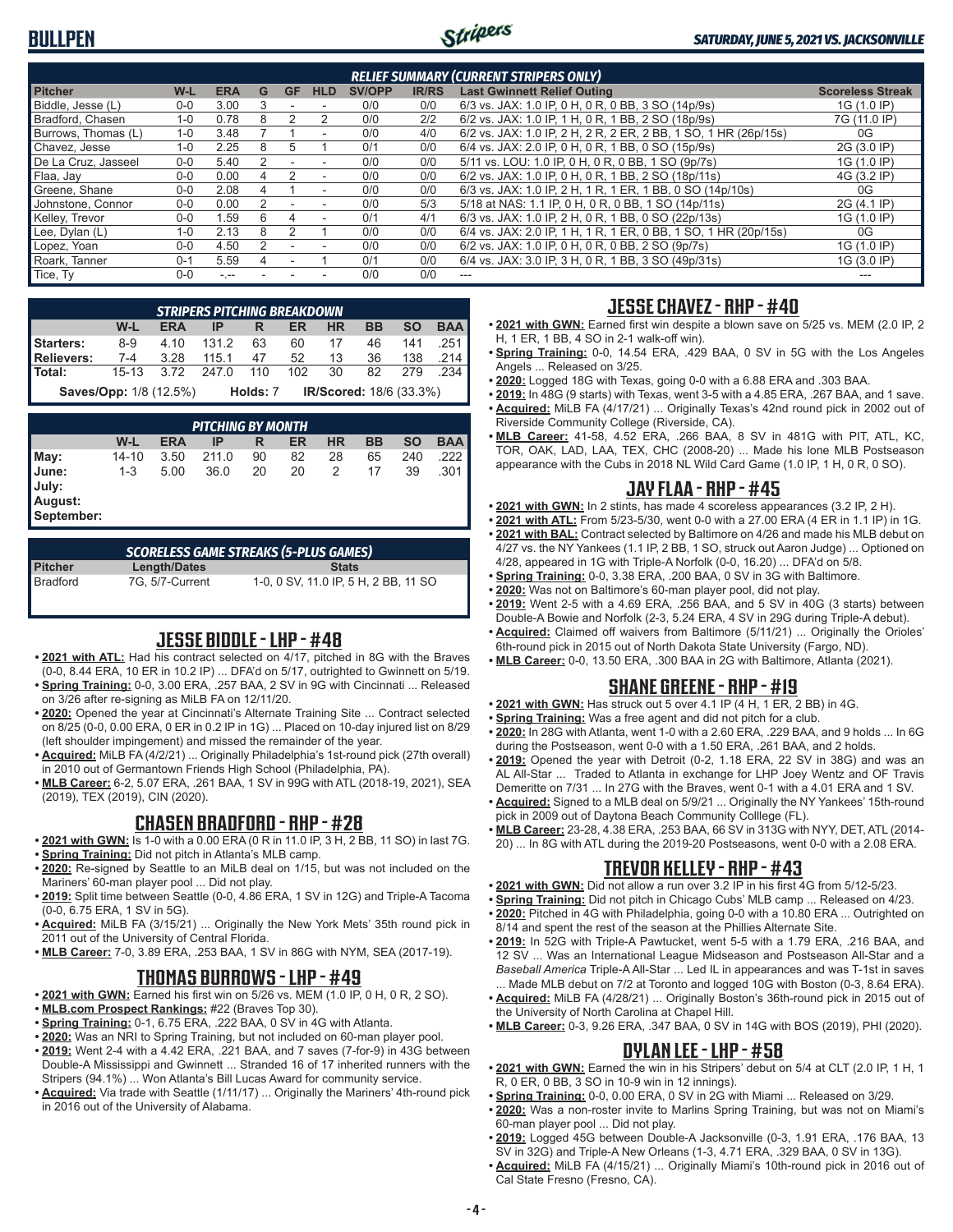# BULLPEN

*SATURDAY, JUNE 5, 2021 VS. JACKSONVILLE*

### RELIEF SUMMARY (CURRENT STRIPERS ONLY)

| Pitcher | W-L | ERA | G | GF | HLD | SV/OPP | IR/RS | Last Gwinnett Relief Outing | Scoreless Streak |
|---|---|---|---|---|---|---|---|---|---|
| Biddle, Jesse (L) | 0-0 | 3.00 | 3 | - | - | 0/0 | 0/0 | 6/3 vs. JAX: 1.0 IP, 0 H, 0 R, 0 BB, 3 SO (14p/9s) | 1G (1.0 IP) |
| Bradford, Chasen | 1-0 | 0.78 | 8 | 2 | 2 | 0/0 | 2/2 | 6/2 vs. JAX: 1.0 IP, 1 H, 0 R, 1 BB, 2 SO (18p/9s) | 7G (11.0 IP) |
| Burrows, Thomas (L) | 1-0 | 3.48 | 7 | 1 | - | 0/0 | 4/0 | 6/2 vs. JAX: 1.0 IP, 2 H, 2 R, 2 ER, 2 BB, 1 SO, 1 HR (26p/15s) | 0G |
| Chavez, Jesse | 1-0 | 2.25 | 8 | 5 | 1 | 0/1 | 0/0 | 6/4 vs. JAX: 2.0 IP, 0 H, 0 R, 1 BB, 0 SO (15p/9s) | 2G (3.0 IP) |
| De La Cruz, Jasseel | 0-0 | 5.40 | 2 | - | - | 0/0 | 0/0 | 5/11 vs. LOU: 1.0 IP, 0 H, 0 R, 0 BB, 1 SO (9p/7s) | 1G (1.0 IP) |
| Flaa, Jay | 0-0 | 0.00 | 4 | 2 | - | 0/0 | 0/0 | 6/2 vs. JAX: 1.0 IP, 0 H, 0 R, 1 BB, 2 SO (18p/11s) | 4G (3.2 IP) |
| Greene, Shane | 0-0 | 2.08 | 4 | 1 | - | 0/0 | 0/0 | 6/3 vs. JAX: 1.0 IP, 2 H, 1 R, 1 ER, 1 BB, 0 SO (14p/10s) | 0G |
| Johnstone, Connor | 0-0 | 0.00 | 2 | - | - | 0/0 | 5/3 | 5/18 at NAS: 1.1 IP, 0 H, 0 R, 0 BB, 1 SO (14p/11s) | 2G (4.1 IP) |
| Kelley, Trevor | 0-0 | 1.59 | 6 | 4 | - | 0/1 | 4/1 | 6/3 vs. JAX: 1.0 IP, 2 H, 0 R, 1 BB, 0 SO (22p/13s) | 1G (1.0 IP) |
| Lee, Dylan (L) | 1-0 | 2.13 | 8 | 2 | 1 | 0/0 | 0/0 | 6/4 vs. JAX: 2.0 IP, 1 H, 1 R, 1 ER, 0 BB, 1 SO, 1 HR (20p/15s) | 0G |
| Lopez, Yoan | 0-0 | 4.50 | 2 | - | - | 0/0 | 0/0 | 6/2 vs. JAX: 1.0 IP, 0 H, 0 R, 0 BB, 2 SO (9p/7s) | 1G (1.0 IP) |
| Roark, Tanner | 0-1 | 5.59 | 4 | - | 1 | 0/1 | 0/0 | 6/4 vs. JAX: 3.0 IP, 3 H, 0 R, 1 BB, 3 SO (49p/31s) | 1G (3.0 IP) |
| Tice, Ty | 0-0 | -.-- | - | - | - | 0/0 | 0/0 | --- | --- |

### STRIPERS PITCHING BREAKDOWN

| | W-L | ERA | IP | R | ER | HR | BB | SO | BAA |
|---|---|---|---|---|---|---|---|---|---|
| Starters: | 8-9 | 4.10 | 131.2 | 63 | 60 | 17 | 46 | 141 | .251 |
| Relievers: | 7-4 | 3.28 | 115.1 | 47 | 52 | 13 | 36 | 138 | .214 |
| Total: | 15-13 | 3.72 | 247.0 | 110 | 102 | 30 | 82 | 279 | .234 |

**Saves/Opp:** 1/8 (12.5%) **Holds:** 7 **IR/Scored:** 18/6 (33.3%)

### PITCHING BY MONTH

| | W-L | ERA | IP | R | ER | HR | BB | SO | BAA |
|---|---|---|---|---|---|---|---|---|---|
| May: | 14-10 | 3.50 | 211.0 | 90 | 82 | 28 | 65 | 240 | .222 |
| June: | 1-3 | 5.00 | 36.0 | 20 | 20 | 2 | 17 | 39 | .301 |
| July: | | | | | | | | | |
| August: | | | | | | | | | |
| September: | | | | | | | | | |

### SCORELESS GAME STREAKS (5-PLUS GAMES)

| Pitcher | Length/Dates | Stats |
|---|---|---|
| Bradford | 7G, 5/7-Current | 1-0, 0 SV, 11.0 IP, 5 H, 2 BB, 11 SO |

## JESSE BIDDLE - LHP - #48

- **2021 with ATL:** Had his contract selected on 4/17, pitched in 8G with the Braves (0-0, 8.44 ERA, 10 ER in 10.2 IP) ... DFA'd on 5/17, outrighted to Gwinnett on 5/19.
- **Spring Training:** 0-0, 3.00 ERA, .257 BAA, 2 SV in 9G with Cincinnati ... Released on 3/26 after re-signing as MiLB FA on 12/11/20.
- **2020:** Opened the year at Cincinnati's Alternate Training Site ... Contract selected on 8/25 (0-0, 0.00 ERA, 0 ER in 0.2 IP in 1G) ... Placed on 10-day injured list on 8/29 (left shoulder impingement) and missed the remainder of the year.
- **Acquired:** MiLB FA (4/2/21) ... Originally Philadelphia's 1st-round pick (27th overall) in 2010 out of Germantown Friends High School (Philadelphia, PA).
- **MLB Career:** 6-2, 5.07 ERA, .261 BAA, 1 SV in 99G with ATL (2018-19, 2021), SEA (2019), TEX (2019), CIN (2020).

## CHASEN BRADFORD - RHP - #28

- **2021 with GWN:** Is 1-0 with a 0.00 ERA (0 R in 11.0 IP, 3 H, 2 BB, 11 SO) in last 7G.
- **Spring Training:** Did not pitch in Atlanta's MLB camp.
- **2020:** Re-signed by Seattle to an MiLB deal on 1/15, but was not included on the Mariners' 60-man player pool ... Did not play.
- **2019:** Split time between Seattle (0-0, 4.86 ERA, 1 SV in 12G) and Triple-A Tacoma (0-0, 6.75 ERA, 1 SV in 5G).
- **Acquired:** MiLB FA (3/15/21) ... Originally the New York Mets' 35th round pick in 2011 out of the University of Central Florida.
- **MLB Career:** 7-0, 3.89 ERA, .253 BAA, 1 SV in 86G with NYM, SEA (2017-19).

## THOMAS BURROWS - LHP - #49

- **2021 with GWN:** Earned his first win on 5/26 vs. MEM (1.0 IP, 0 H, 0 R, 2 SO).
- **MLB.com Prospect Rankings:** #22 (Braves Top 30).
- **Spring Training:** 0-1, 6.75 ERA, .222 BAA, 0 SV in 4G with Atlanta.
- **2020:** Was an NRI to Spring Training, but not included on 60-man player pool.
- **2019:** Went 2-4 with a 4.42 ERA, .221 BAA, and 7 saves (7-for-9) in 43G between Double-A Mississippi and Gwinnett ... Stranded 16 of 17 inherited runners with the Stripers (94.1%) ... Won Atlanta's Bill Lucas Award for community service.
- **Acquired:** Via trade with Seattle (1/11/17) ... Originally the Mariners' 4th-round pick in 2016 out of the University of Alabama.

## JESSE CHAVEZ - RHP - #40

- **2021 with GWN:** Earned first win despite a blown save on 5/25 vs. MEM (2.0 IP, 2 H, 1 ER, 1 BB, 4 SO in 2-1 walk-off win).
- **Spring Training:** 0-0, 14.54 ERA, .429 BAA, 0 SV in 5G with the Los Angeles Angels ... Released on 3/25.
- **2020:** Logged 18G with Texas, going 0-0 with a 6.88 ERA and .303 BAA.
- **2019:** In 48G (9 starts) with Texas, went 3-5 with a 4.85 ERA, .267 BAA, and 1 save.
- **Acquired:** MiLB FA (4/17/21) ... Originally Texas's 42nd round pick in 2002 out of Riverside Community College (Riverside, CA).
- **MLB Career:** 41-58, 4.52 ERA, .266 BAA, 8 SV in 481G with PIT, ATL, KC, TOR, OAK, LAD, LAA, TEX, CHC (2008-20) ... Made his lone MLB Postseason appearance with the Cubs in 2018 NL Wild Card Game (1.0 IP, 1 H, 0 R, 0 SO).

## JAY FLAA - RHP - #45

- **2021 with GWN:** In 2 stints, has made 4 scoreless appearances (3.2 IP, 2 H).
- **2021 with ATL:** From 5/23-5/30, went 0-0 with a 27.00 ERA (4 ER in 1.1 IP) in 1G.
- **2021 with BAL:** Contract selected by Baltimore on 4/26 and made his MLB debut on 4/27 vs. the NY Yankees (1.1 IP, 2 BB, 1 SO, struck out Aaron Judge) ... Optioned on 4/28, appeared in 1G with Triple-A Norfolk (0-0, 16.20) ... DFA'd on 5/8.
- **Spring Training:** 0-0, 3.38 ERA, .200 BAA, 0 SV in 3G with Baltimore.
- **2020:** Was not on Baltimore's 60-man player pool, did not play.
- **2019:** Went 2-5 with a 4.69 ERA, .256 BAA, and 5 SV in 40G (3 starts) between Double-A Bowie and Norfolk (2-3, 5.24 ERA, 4 SV in 29G during Triple-A debut).
- **Acquired:** Claimed off waivers from Baltimore (5/11/21) ... Originally the Orioles' 6th-round pick in 2015 out of North Dakota State University (Fargo, ND).
- **MLB Career:** 0-0, 13.50 ERA, .300 BAA in 2G with Baltimore, Atlanta (2021).

## SHANE GREENE - RHP - #19

- **2021 with GWN:** Has struck out 5 over 4.1 IP (4 H, 1 ER, 2 BB) in 4G.
- **Spring Training:** Was a free agent and did not pitch for a club.
- **2020:** In 28G with Atlanta, went 1-0 with a 2.60 ERA, .229 BAA, and 9 holds ... In 6G during the Postseason, went 0-0 with a 1.50 ERA, .261 BAA, and 2 holds.
- **2019:** Opened the year with Detroit (0-2, 1.18 ERA, 22 SV in 38G) and was an AL All-Star ... Traded to Atlanta in exchange for LHP Joey Wentz and OF Travis Demeritte on 7/31 ... In 27G with the Braves, went 0-1 with a 4.01 ERA and 1 SV.
- **Acquired:** Signed to a MLB deal on 5/9/21 ... Originally the NY Yankees' 15th-round pick in 2009 out of Daytona Beach Community Colllege (FL).
- **MLB Career:** 23-28, 4.38 ERA, .253 BAA, 66 SV in 313G with NYY, DET, ATL (2014-20) ... In 8G with ATL during the 2019-20 Postseasons, went 0-0 with a 2.08 ERA.

## TREVOR KELLEY - RHP - #43

- **2021 with GWN:** Did not allow a run over 3.2 IP in his first 4G from 5/12-5/23.
- **Spring Training:** Did not pitch in Chicago Cubs' MLB camp ... Released on 4/23.
- **2020:** Pitched in 4G with Philadelphia, going 0-0 with a 10.80 ERA ... Outrighted on 8/14 and spent the rest of the season at the Phillies Alternate Site.
- **2019:** In 52G with Triple-A Pawtucket, went 5-5 with a 1.79 ERA, .216 BAA, and 12 SV ... Was an International League Midseason and Postseason All-Star and a *Baseball America* Triple-A All-Star ... Led IL in appearances and was T-1st in saves ... Made MLB debut on 7/2 at Toronto and logged 10G with Boston (0-3, 8.64 ERA).
- **Acquired:** MiLB FA (4/28/21) ... Originally Boston's 36th-round pick in 2015 out of the University of North Carolina at Chapel Hill.
- **MLB Career:** 0-3, 9.26 ERA, .347 BAA, 0 SV in 14G with BOS (2019), PHI (2020).

## DYLAN LEE - LHP - #58

- **2021 with GWN:** Earned the win in his Stripers' debut on 5/4 at CLT (2.0 IP, 1 H, 1 R, 0 ER, 0 BB, 3 SO in 10-9 win in 12 innings).
- **Spring Training:** 0-0, 0.00 ERA, 0 SV in 2G with Miami ... Released on 3/29.
- **2020:** Was a non-roster invite to Marlins Spring Training, but was not on Miami's 60-man player pool ... Did not play.
- **2019:** Logged 45G between Double-A Jacksonville (0-3, 1.91 ERA, .176 BAA, 13 SV in 32G) and Triple-A New Orleans (1-3, 4.71 ERA, .329 BAA, 0 SV in 13G).
- **Acquired:** MiLB FA (4/15/21) ... Originally Miami's 10th-round pick in 2016 out of Cal State Fresno (Fresno, CA).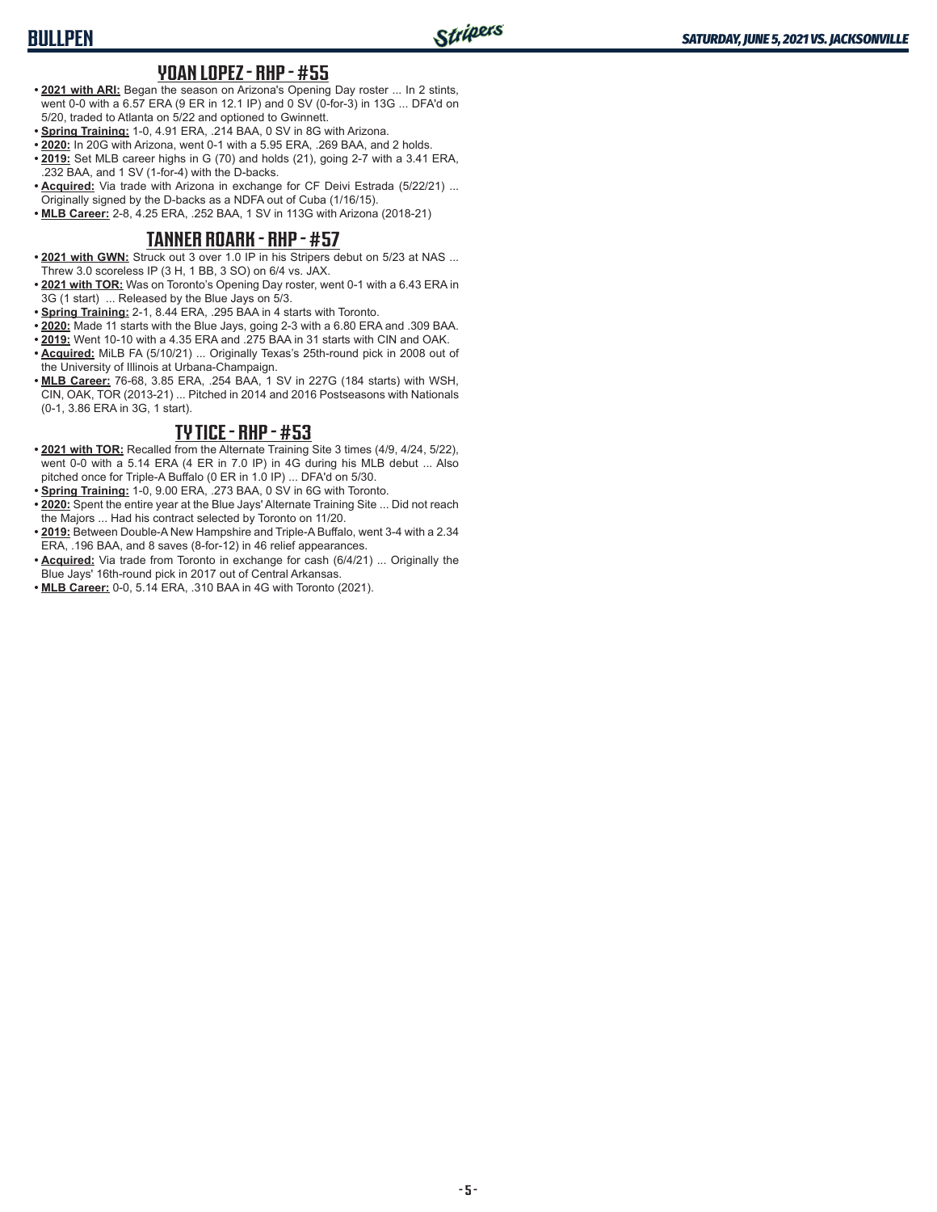## YOAN LOPEZ - RHP - #55

- **2021 with ARI:** Began the season on Arizona's Opening Day roster ... In 2 stints, went 0-0 with a 6.57 ERA (9 ER in 12.1 IP) and 0 SV (0-for-3) in 13G ... DFA'd on 5/20, traded to Atlanta on 5/22 and optioned to Gwinnett.
- **Spring Training:** 1-0, 4.91 ERA, .214 BAA, 0 SV in 8G with Arizona.
- **2020:** In 20G with Arizona, went 0-1 with a 5.95 ERA, .269 BAA, and 2 holds.
- **2019:** Set MLB career highs in G (70) and holds (21), going 2-7 with a 3.41 ERA, .232 BAA, and 1 SV (1-for-4) with the D-backs.
- **Acquired:** Via trade with Arizona in exchange for CF Deivi Estrada (5/22/21) ... Originally signed by the D-backs as a NDFA out of Cuba (1/16/15).
- **MLB Career:** 2-8, 4.25 ERA, .252 BAA, 1 SV in 113G with Arizona (2018-21)

## TANNER ROARK - RHP - #57

- **2021 with GWN:** Struck out 3 over 1.0 IP in his Stripers debut on 5/23 at NAS ... Threw 3.0 scoreless IP (3 H, 1 BB, 3 SO) on 6/4 vs. JAX.
- **2021 with TOR:** Was on Toronto's Opening Day roster, went 0-1 with a 6.43 ERA in 3G (1 start) ... Released by the Blue Jays on 5/3.
- **Spring Training:** 2-1, 8.44 ERA, .295 BAA in 4 starts with Toronto.
- **2020:** Made 11 starts with the Blue Jays, going 2-3 with a 6.80 ERA and .309 BAA.
- **2019:** Went 10-10 with a 4.35 ERA and .275 BAA in 31 starts with CIN and OAK.
- **Acquired:** MiLB FA (5/10/21) ... Originally Texas's 25th-round pick in 2008 out of the University of Illinois at Urbana-Champaign.
- **MLB Career:** 76-68, 3.85 ERA, .254 BAA, 1 SV in 227G (184 starts) with WSH, CIN, OAK, TOR (2013-21) ... Pitched in 2014 and 2016 Postseasons with Nationals (0-1, 3.86 ERA in 3G, 1 start).

## TY TICE - RHP - #53

- **2021 with TOR:** Recalled from the Alternate Training Site 3 times (4/9, 4/24, 5/22), went 0-0 with a 5.14 ERA (4 ER in 7.0 IP) in 4G during his MLB debut ... Also pitched once for Triple-A Buffalo (0 ER in 1.0 IP) ... DFA'd on 5/30.
- **Spring Training:** 1-0, 9.00 ERA, .273 BAA, 0 SV in 6G with Toronto.
- **2020:** Spent the entire year at the Blue Jays' Alternate Training Site ... Did not reach the Majors ... Had his contract selected by Toronto on 11/20.
- **2019:** Between Double-A New Hampshire and Triple-A Buffalo, went 3-4 with a 2.34 ERA, .196 BAA, and 8 saves (8-for-12) in 46 relief appearances.
- **Acquired:** Via trade from Toronto in exchange for cash (6/4/21) ... Originally the Blue Jays' 16th-round pick in 2017 out of Central Arkansas.
- **MLB Career:** 0-0, 5.14 ERA, .310 BAA in 4G with Toronto (2021).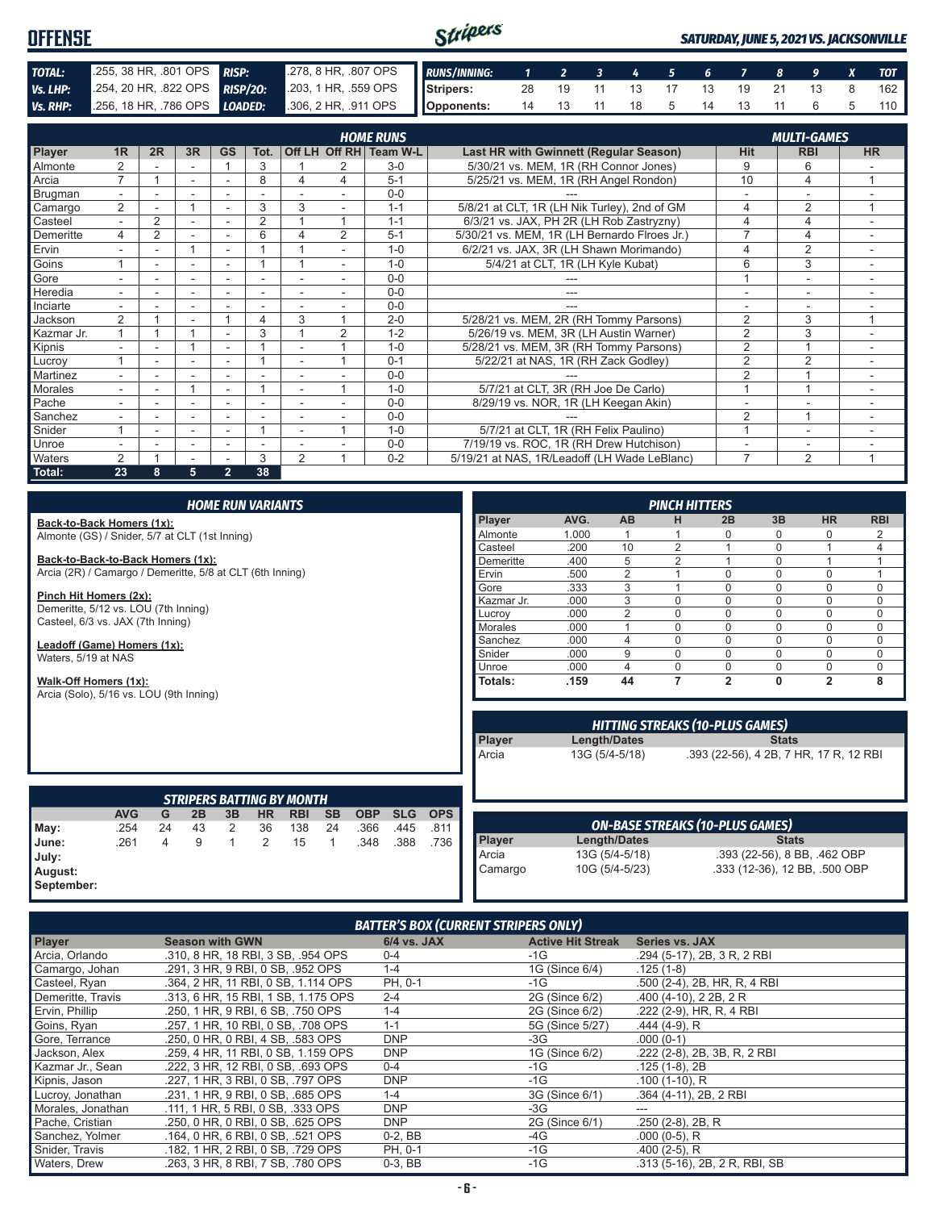# OFFENSE

*SATURDAY, JUNE 5, 2021 VS. JACKSONVILLE*

| | | | |
|---|---|---|---|
| **TOTAL:** | .255, 38 HR, .801 OPS | **RISP:** | .278, 8 HR, .807 OPS |
| **Vs. LHP:** | .254, 20 HR, .822 OPS | **RISP/2O:** | .203, 1 HR, .559 OPS |
| **Vs. RHP:** | .256, 18 HR, .786 OPS | **LOADED:** | .306, 2 HR, .911 OPS |

| RUNS/INNING: | 1 | 2 | 3 | 4 | 5 | 6 | 7 | 8 | 9 | X | TOT |
|---|---|---|---|---|---|---|---|---|---|---|---|
| Stripers: | 28 | 19 | 11 | 13 | 17 | 13 | 19 | 21 | 13 | 8 | 162 |
| Opponents: | 14 | 13 | 11 | 18 | 5 | 14 | 13 | 11 | 6 | 5 | 110 |

## HOME RUNS / MULTI-GAMES

| Player | 1R | 2R | 3R | GS | Tot. | Off LH | Off RH | Team W-L | Last HR with Gwinnett (Regular Season) | Hit | RBI | HR |
|---|---|---|---|---|---|---|---|---|---|---|---|---|
| Almonte | 2 | - | - | 1 | 3 | 1 | 2 | 3-0 | 5/30/21 vs. MEM, 1R (RH Connor Jones) | 9 | 6 | - |
| Arcia | 7 | 1 | - | - | 8 | 4 | 4 | 5-1 | 5/25/21 vs. MEM, 1R (RH Angel Rondon) | 10 | 4 | 1 |
| Brugman | - | - | - | - | - | - | - | 0-0 | --- | - | - | - |
| Camargo | 2 | - | 1 | - | 3 | 3 | - | 1-1 | 5/8/21 at CLT, 1R (LH Nik Turley), 2nd of GM | 4 | 2 | 1 |
| Casteel | - | 2 | - | - | 2 | 1 | 1 | 1-1 | 6/3/21 vs. JAX, PH 2R (LH Rob Zastryzny) | 4 | 4 | - |
| Demeritte | 4 | 2 | - | - | 6 | 4 | 2 | 5-1 | 5/30/21 vs. MEM, 1R (LH Bernardo Flroes Jr.) | 7 | 4 | - |
| Ervin | - | - | 1 | - | 1 | 1 | - | 1-0 | 6/2/21 vs. JAX, 3R (LH Shawn Morimando) | 4 | 2 | - |
| Goins | 1 | - | - | - | 1 | 1 | - | 1-0 | 5/4/21 at CLT, 1R (LH Kyle Kubat) | 6 | 3 | - |
| Gore | - | - | - | - | - | - | - | 0-0 | --- | 1 | - | - |
| Heredia | - | - | - | - | - | - | - | 0-0 | --- | - | - | - |
| Inciarte | - | - | - | - | - | - | - | 0-0 | --- | - | - | - |
| Jackson | 2 | 1 | - | 1 | 4 | 3 | 1 | 2-0 | 5/28/21 vs. MEM, 2R (RH Tommy Parsons) | 2 | 3 | 1 |
| Kazmar Jr. | 1 | 1 | 1 | - | 3 | 1 | 2 | 1-2 | 5/26/19 vs. MEM, 3R (LH Austin Warner) | 2 | 3 | - |
| Kipnis | - | - | 1 | - | 1 | - | 1 | 1-0 | 5/28/21 vs. MEM, 3R (RH Tommy Parsons) | 2 | 1 | - |
| Lucroy | 1 | - | - | - | 1 | - | 1 | 0-1 | 5/22/21 at NAS, 1R (RH Zack Godley) | 2 | 2 | - |
| Martinez | - | - | - | - | - | - | - | 0-0 | --- | 2 | 1 | - |
| Morales | - | - | 1 | - | 1 | - | 1 | 1-0 | 5/7/21 at CLT, 3R (RH Joe De Carlo) | 1 | 1 | - |
| Pache | - | - | - | - | - | - | - | 0-0 | 8/29/19 vs. NOR, 1R (LH Keegan Akin) | - | - | - |
| Sanchez | - | - | - | - | - | - | - | 0-0 | --- | 2 | 1 | - |
| Snider | 1 | - | - | - | 1 | - | 1 | 1-0 | 5/7/21 at CLT, 1R (RH Felix Paulino) | 1 | - | - |
| Unroe | - | - | - | - | - | - | - | 0-0 | 7/19/19 vs. ROC, 1R (RH Drew Hutchison) | - | - | - |
| Waters | 2 | 1 | - | - | 3 | 2 | 1 | 0-2 | 5/19/21 at NAS, 1R/Leadoff (LH Wade LeBlanc) | 7 | 2 | 1 |
| **Total:** | **23** | **8** | **5** | **2** | **38** | | | | | | | |

## HOME RUN VARIANTS

**Back-to-Back Homers (1x):**
Almonte (GS) / Snider, 5/7 at CLT (1st Inning)

**Back-to-Back-to-Back Homers (1x):**
Arcia (2R) / Camargo / Demeritte, 5/8 at CLT (6th Inning)

**Pinch Hit Homers (2x):**
Demeritte, 5/12 vs. LOU (7th Inning)
Casteel, 6/3 vs. JAX (7th Inning)

**Leadoff (Game) Homers (1x):**
Waters, 5/19 at NAS

**Walk-Off Homers (1x):**
Arcia (Solo), 5/16 vs. LOU (9th Inning)

## PINCH HITTERS

| Player | AVG. | AB | H | 2B | 3B | HR | RBI |
|---|---|---|---|---|---|---|---|
| Almonte | 1.000 | 1 | 1 | 0 | 0 | 0 | 2 |
| Casteel | .200 | 10 | 2 | 1 | 0 | 1 | 4 |
| Demeritte | .400 | 5 | 2 | 1 | 0 | 1 | 1 |
| Ervin | .500 | 2 | 1 | 0 | 0 | 0 | 1 |
| Gore | .333 | 3 | 1 | 0 | 0 | 0 | 0 |
| Kazmar Jr. | .000 | 3 | 0 | 0 | 0 | 0 | 0 |
| Lucroy | .000 | 2 | 0 | 0 | 0 | 0 | 0 |
| Morales | .000 | 1 | 0 | 0 | 0 | 0 | 0 |
| Sanchez | .000 | 4 | 0 | 0 | 0 | 0 | 0 |
| Snider | .000 | 9 | 0 | 0 | 0 | 0 | 0 |
| Unroe | .000 | 4 | 0 | 0 | 0 | 0 | 0 |
| **Totals:** | **.159** | **44** | **7** | **2** | **0** | **2** | **8** |

## HITTING STREAKS (10-PLUS GAMES)

| Player | Length/Dates | Stats |
|---|---|---|
| Arcia | 13G (5/4-5/18) | .393 (22-56), 4 2B, 7 HR, 17 R, 12 RBI |

## STRIPERS BATTING BY MONTH

| | AVG | G | 2B | 3B | HR | RBI | SB | OBP | SLG | OPS |
|---|---|---|---|---|---|---|---|---|---|---|
| May: | .254 | 24 | 43 | 2 | 36 | 138 | 24 | .366 | .445 | .811 |
| June: | .261 | 4 | 9 | 1 | 2 | 15 | 1 | .348 | .388 | .736 |
| July: | | | | | | | | | | |
| August: | | | | | | | | | | |
| September: | | | | | | | | | | |

## ON-BASE STREAKS (10-PLUS GAMES)

| Player | Length/Dates | Stats |
|---|---|---|
| Arcia | 13G (5/4-5/18) | .393 (22-56), 8 BB, .462 OBP |
| Camargo | 10G (5/4-5/23) | .333 (12-36), 12 BB, .500 OBP |

## BATTER'S BOX (CURRENT STRIPERS ONLY)

| Player | Season with GWN | 6/4 vs. JAX | Active Hit Streak | Series vs. JAX |
|---|---|---|---|---|
| Arcia, Orlando | .310, 8 HR, 18 RBI, 3 SB, .954 OPS | 0-4 | -1G | .294 (5-17), 2B, 3 R, 2 RBI |
| Camargo, Johan | .291, 3 HR, 9 RBI, 0 SB, .952 OPS | 1-4 | 1G (Since 6/4) | .125 (1-8) |
| Casteel, Ryan | .364, 2 HR, 11 RBI, 0 SB, 1.114 OPS | PH, 0-1 | -1G | .500 (2-4), 2B, HR, R, 4 RBI |
| Demeritte, Travis | .313, 6 HR, 15 RBI, 1 SB, 1.175 OPS | 2-4 | 2G (Since 6/2) | .400 (4-10), 2 2B, 2 R |
| Ervin, Phillip | .250, 1 HR, 9 RBI, 6 SB, .750 OPS | 1-4 | 2G (Since 6/2) | .222 (2-9), HR, R, 4 RBI |
| Goins, Ryan | .257, 1 HR, 10 RBI, 0 SB, .708 OPS | 1-1 | 5G (Since 5/27) | .444 (4-9), R |
| Gore, Terrance | .250, 0 HR, 0 RBI, 4 SB, .583 OPS | DNP | -3G | .000 (0-1) |
| Jackson, Alex | .259, 4 HR, 11 RBI, 0 SB, 1.159 OPS | DNP | 1G (Since 6/2) | .222 (2-8), 2B, 3B, R, 2 RBI |
| Kazmar Jr., Sean | .222, 3 HR, 12 RBI, 0 SB, .693 OPS | 0-4 | -1G | .125 (1-8), 2B |
| Kipnis, Jason | .227, 1 HR, 3 RBI, 0 SB, .797 OPS | DNP | -1G | .100 (1-10), R |
| Lucroy, Jonathan | .231, 1 HR, 9 RBI, 0 SB, .685 OPS | 1-4 | 3G (Since 6/1) | .364 (4-11), 2B, 2 RBI |
| Morales, Jonathan | .111, 1 HR, 5 RBI, 0 SB, .333 OPS | DNP | -3G | --- |
| Pache, Cristian | .250, 0 HR, 0 RBI, 0 SB, .625 OPS | DNP | 2G (Since 6/1) | .250 (2-8), 2B, R |
| Sanchez, Yolmer | .164, 0 HR, 6 RBI, 0 SB, .521 OPS | 0-2, BB | -4G | .000 (0-5), R |
| Snider, Travis | .182, 1 HR, 2 RBI, 0 SB, .729 OPS | PH, 0-1 | -1G | .400 (2-5), R |
| Waters, Drew | .263, 3 HR, 8 RBI, 7 SB, .780 OPS | 0-3, BB | -1G | .313 (5-16), 2B, 2 R, RBI, SB |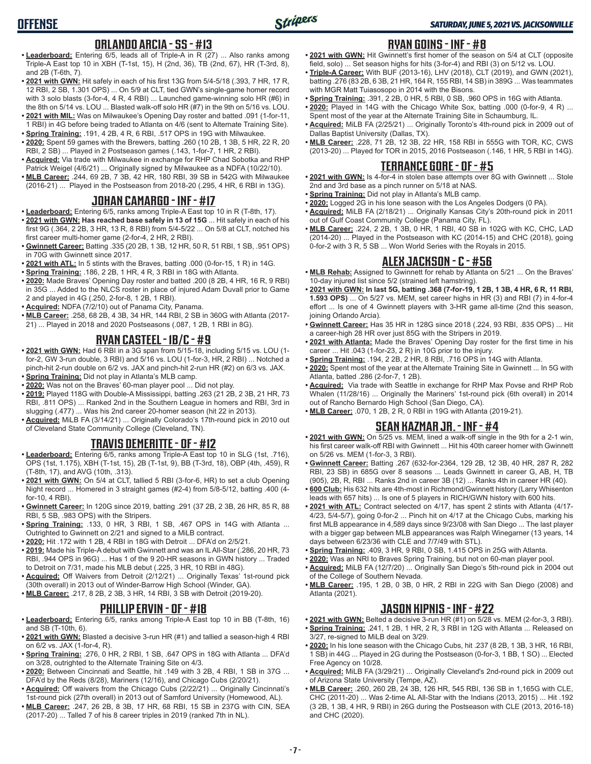## ORLANDO ARCIA - SS - #13

- **Leaderboard:** Entering 6/5, leads all of Triple-A in R (27) ... Also ranks among Triple-A East top 10 in XBH (T-1st, 15), H (2nd, 36), TB (2nd, 67), HR (T-3rd, 8), and 2B (T-6th, 7).
- **2021 with GWN:** Hit safely in each of his first 13G from 5/4-5/18 (.393, 7 HR, 17 R, 12 RBI, 2 SB, 1.301 OPS) ... On 5/9 at CLT, tied GWN's single-game homer record with 3 solo blasts (3-for-4, 4 R, 4 RBI) ... Launched game-winning solo HR (#6) in the 8th on 5/14 vs. LOU ... Blasted walk-off solo HR (#7) in the 9th on 5/16 vs. LOU.
- **2021 with MIL:** Was on Milwaukee's Opening Day roster and batted .091 (1-for-11, 1 RBI) in 4G before being traded to Atlanta on 4/6 (sent to Alternate Training Site).
- **Spring Training:** .191, 4 2B, 4 R, 6 RBI, .517 OPS in 19G with Milwaukee.
- **2020:** Spent 59 games with the Brewers, batting .260 (10 2B, 1 3B, 5 HR, 22 R, 20 RBI, 2 SB) ... Played in 2 Postseason games (.143, 1-for-7, 1 HR, 2 RBI).
- **Acquired:** Via trade with Milwaukee in exchange for RHP Chad Sobotka and RHP Patrick Weigel (4/6/21) ... Originally signed by Milwaukee as a NDFA (10/22/10).
- **MLB Career:** .244, 69 2B, 7 3B, 42 HR, 180 RBI, 39 SB in 542G with Milwaukee (2016-21) ... Played in the Postseason from 2018-20 (.295, 4 HR, 6 RBI in 13G).

## JOHAN CAMARGO - INF - #17

- **Leaderboard:** Entering 6/5, ranks among Triple-A East top 10 in R (T-8th, 17).
- **2021 with GWN: Has reached base safely in 13 of 15G** ... Hit safely in each of his first 9G (.364, 2 2B, 3 HR, 13 R, 8 RBI) from 5/4-5/22 ... On 5/8 at CLT, notched his first career multi-homer game (2-for-4, 2 HR, 2 RBI).
- **Gwinnett Career:** Batting .335 (20 2B, 1 3B, 12 HR, 50 R, 51 RBI, 1 SB, .951 OPS) in 70G with Gwinnett since 2017.
- **2021 with ATL:** In 5 stints with the Braves, batting .000 (0-for-15, 1 R) in 14G.
- **Spring Training:** .186, 2 2B, 1 HR, 4 R, 3 RBI in 18G with Atlanta.
- **2020:** Made Braves' Opening Day roster and batted .200 (8 2B, 4 HR, 16 R, 9 RBI) in 35G ... Added to the NLCS roster in place of injured Adam Duvall prior to Game 2 and played in 4G (.250, 2-for-8, 1 2B, 1 RBI).
- **Acquired:** NDFA (7/2/10) out of Panama City, Panama.
- **MLB Career:** .258, 68 2B, 4 3B, 34 HR, 144 RBI, 2 SB in 360G with Atlanta (2017-21) ... Played in 2018 and 2020 Postseasons (.087, 1 2B, 1 RBI in 8G).

## RYAN CASTEEL - 1B/C - #9

- **2021 with GWN:** Had 6 RBI in a 3G span from 5/15-18, including 5/15 vs. LOU (1-for-2, GW 3-run double, 3 RBI) and 5/16 vs. LOU (1-for-3, HR, 2 RBI) ... Notched a pinch-hit 2-run double on 6/2 vs. JAX and pinch-hit 2-run HR (#2) on 6/3 vs. JAX.
- **Spring Training:** Did not play in Atlanta's MLB camp.
- **2020:** Was not on the Braves' 60-man player pool ... Did not play.
- **2019:** Played 118G with Double-A Mississippi, batting .263 (21 2B, 2 3B, 21 HR, 73 RBI, .811 OPS) ... Ranked 2nd in the Southern League in homers and RBI, 3rd in slugging (.477) ... Was his 2nd career 20-homer season (hit 22 in 2013).
- **Acquired:** MiLB FA (3/14/21) ... Originally Colorado's 17th-round pick in 2010 out of Cleveland State Community College (Cleveland, TN).

## TRAVIS DEMERITTE - OF - #12

- **Leaderboard:** Entering 6/5, ranks among Triple-A East top 10 in SLG (1st, .716), OPS (1st, 1.175), XBH (T-1st, 15), 2B (T-1st, 9), BB (T-3rd, 18), OBP (4th, .459), R (T-8th, 17), and AVG (10th, .313).
- **2021 with GWN:** On 5/4 at CLT, tallied 5 RBI (3-for-6, HR) to set a club Opening Night record ... Homered in 3 straight games (#2-4) from 5/8-5/12, batting .400 (4-for-10, 4 RBI).
- **Gwinnett Career:** In 120G since 2019, batting .291 (37 2B, 2 3B, 26 HR, 85 R, 88 RBI, 5 SB, .983 OPS) with the Stripers.
- **Spring Training:** .133, 0 HR, 3 RBI, 1 SB, .467 OPS in 14G with Atlanta ... Outrighted to Gwinnett on 2/21 and signed a MiLB contract.
- **2020:** Hit .172 with 1 2B, 4 RBI in 18G with Detroit ... DFA'd on 2/5/21.
- **2019:** Made his Triple-A debut with Gwinnett and was an IL All-Star (.286, 20 HR, 73 RBI, .944 OPS in 96G) ... Has 1 of the 9 20-HR seasons in GWN history ... Traded to Detroit on 7/31, made his MLB debut (.225, 3 HR, 10 RBI in 48G).
- **Acquired:** Off Waivers from Detroit (2/12/21) ... Originally Texas' 1st-round pick (30th overall) in 2013 out of Winder-Barrow High School (Winder, GA).
- **MLB Career:** .217, 8 2B, 2 3B, 3 HR, 14 RBI, 3 SB with Detroit (2019-20).

## PHILLIP ERVIN - OF - #18

- **Leaderboard:** Entering 6/5, ranks among Triple-A East top 10 in BB (T-8th, 16) and SB (T-10th, 6).
- **2021 with GWN:** Blasted a decisive 3-run HR (#1) and tallied a season-high 4 RBI on 6/2 vs. JAX (1-for-4, R).
- **Spring Training:** .276, 0 HR, 2 RBI, 1 SB, .647 OPS in 18G with Atlanta ... DFA'd on 3/28, outrighted to the Alternate Training Site on 4/3.
- **2020:** Between Cincinnati and Seattle, hit .149 with 3 2B, 4 RBI, 1 SB in 37G ... DFA'd by the Reds (8/28), Mariners (12/16), and Chicago Cubs (2/20/21).
- **Acquired:** Off waivers from the Chicago Cubs (2/22/21) ... Originally Cincinnati's 1st-round pick (27th overall) in 2013 out of Samford University (Homewood, AL).
- **MLB Career:** .247, 26 2B, 8 3B, 17 HR, 68 RBI, 15 SB in 237G with CIN, SEA (2017-20) ... Talled 7 of his 8 career triples in 2019 (ranked 7th in NL).

## RYAN GOINS - INF - #8

- **2021 with GWN:** Hit Gwinnett's first homer of the season on 5/4 at CLT (opposite field, solo) ... Set season highs for hits (3-for-4) and RBI (3) on 5/12 vs. LOU.
- **Triple-A Career:** With BUF (2013-16), LHV (2018), CLT (2019), and GWN (2021), batting .276 (83 2B, 6 3B, 21 HR, 164 R, 155 RBI, 14 SB) in 389G ... Was teammates with MGR Matt Tuiasosopo in 2014 with the Bisons.
- **Spring Training:** .391, 2 2B, 0 HR, 5 RBI, 0 SB, .960 OPS in 16G with Atlanta.
- **2020:** Played in 14G with the Chicago White Sox, batting .000 (0-for-9, 4 R) ... Spent most of the year at the Alternate Training Site in Schaumburg, IL.
- **Acquired:** MiLB FA (2/25/21) ... Originally Toronto's 4th-round pick in 2009 out of Dallas Baptist University (Dallas, TX).
- **MLB Career:** .228, 71 2B, 12 3B, 22 HR, 158 RBI in 555G with TOR, KC, CWS (2013-20) ... Played for TOR in 2015, 2016 Postseason (.146, 1 HR, 5 RBI in 14G).

## TERRANCE GORE - OF - #5

- **2021 with GWN:** Is 4-for-4 in stolen base attempts over 8G with Gwinnett ... Stole 2nd and 3rd base as a pinch runner on 5/18 at NAS.
- **Spring Training:** Did not play in Atlanta's MLB camp.
- **2020:** Logged 2G in his lone season with the Los Angeles Dodgers (0 PA).
- **Acquired:** MiLB FA (2/18/21) ... Originally Kansas City's 20th-round pick in 2011 out of Gulf Coast Community College (Panama City, FL).
- **MLB Career:** .224, 2 2B, 1 3B, 0 HR, 1 RBI, 40 SB in 102G with KC, CHC, LAD (2014-20) ... Played in the Postseason with KC (2014-15) and CHC (2018), going 0-for-2 with 3 R, 5 SB ... Won World Series with the Royals in 2015.

## ALEX JACKSON - C - #56

- **MLB Rehab:** Assigned to Gwinnett for rehab by Atlanta on 5/21 ... On the Braves' 10-day injured list since 5/2 (strained left hamstring).
- **2021 with GWN: In last 5G, batting .368 (7-for-19, 1 2B, 1 3B, 4 HR, 6 R, 11 RBI, 1.593 OPS)** ... On 5/27 vs. MEM, set career highs in HR (3) and RBI (7) in 4-for-4 effort ... Is one of 4 Gwinnett players with 3-HR game all-time (2nd this season, joining Orlando Arcia).
- **Gwinnett Career:** Has 35 HR in 128G since 2018 (.224, 93 RBI, .835 OPS) ... Hit a career-high 28 HR over just 85G with the Stripers in 2019.
- **2021 with Atlanta:** Made the Braves' Opening Day roster for the first time in his career ... Hit .043 (1-for-23, 2 R) in 10G prior to the injury.
- **Spring Training:** .194, 2 2B, 2 HR, 8 RBI, .716 OPS in 14G with Atlanta.
- **2020:** Spent most of the year at the Alternate Training Site in Gwinnett ... In 5G with Atlanta, batted .286 (2-for-7, 1 2B).
- **Acquired:** Via trade with Seattle in exchange for RHP Max Povse and RHP Rob Whalen (11/28/16) ... Originally the Mariners' 1st-round pick (6th overall) in 2014 out of Rancho Bernardo High School (San Diego, CA).
- **MLB Career:** .070, 1 2B, 2 R, 0 RBI in 19G with Atlanta (2019-21).

## SEAN KAZMAR JR. - INF - #4

- **2021 with GWN:** On 5/25 vs. MEM, lined a walk-off single in the 9th for a 2-1 win, his first career walk-off RBI with Gwinnett ... Hit his 40th career homer with Gwinnett on 5/26 vs. MEM (1-for-3, 3 RBI).
- **Gwinnett Career:** Batting .267 (632-for-2364, 129 2B, 12 3B, 40 HR, 287 R, 282 RBI, 23 SB) in 685G over 8 seasons ... Leads Gwinnett in career G, AB, H, TB (905), 2B, R, RBI ... Ranks 2nd in career 3B (12) ... Ranks 4th in career HR (40).
- **600 Club:** His 632 hits are 4th-most in Richmond/Gwinnett history (Larry Whisenton leads with 657 hits) ... Is one of 5 players in RICH/GWN history with 600 hits.
- **2021 with ATL:** Contract selected on 4/17, has spent 2 stints with Atlanta (4/17-4/23, 5/4-5/7), going 0-for-2 ... Pinch hit on 4/17 at the Chicago Cubs, marking his first MLB appearance in 4,589 days since 9/23/08 with San Diego ... The last player with a bigger gap between MLB appearances was Ralph Winegarner (13 years, 14 days between 6/23/36 with CLE and 7/7/49 with STL).
- **Spring Training:** .409, 3 HR, 9 RBI, 0 SB, 1.415 OPS in 25G with Atlanta.
- **2020:** Was an NRI to Braves Spring Training, but not on 60-man player pool.
- **Acquired:** MiLB FA (12/7/20) ... Originally San Diego's 5th-round pick in 2004 out of the College of Southern Nevada.
- **MLB Career:** .195, 1 2B, 0 3B, 0 HR, 2 RBI in 22G with San Diego (2008) and Atlanta (2021).

## JASON KIPNIS - INF - #22

- **2021 with GWN:** Belted a decisive 3-run HR (#1) on 5/28 vs. MEM (2-for-3, 3 RBI).
- **Spring Training:** .241, 1 2B, 1 HR, 2 R, 3 RBI in 12G with Atlanta ... Released on 3/27, re-signed to MiLB deal on 3/29.
- **2020:** In his lone season with the Chicago Cubs, hit .237 (8 2B, 1 3B, 3 HR, 16 RBI, 1 SB) in 44G ... Played in 2G during the Postseason (0-for-3, 1 BB, 1 SO) ... Elected Free Agency on 10/28.
- **Acquired:** MiLB FA (3/29/21) ... Originally Cleveland's 2nd-round pick in 2009 out of Arizona State University (Tempe, AZ).
- **MLB Career:** .260, 260 2B, 24 3B, 126 HR, 545 RBI, 136 SB in 1,165G with CLE, CHC (2011-20) ... Was 2-time AL All-Star with the Indians (2013, 2015) ... Hit .192 (3 2B, 1 3B, 4 HR, 9 RBI) in 26G during the Postseason with CLE (2013, 2016-18) and CHC (2020).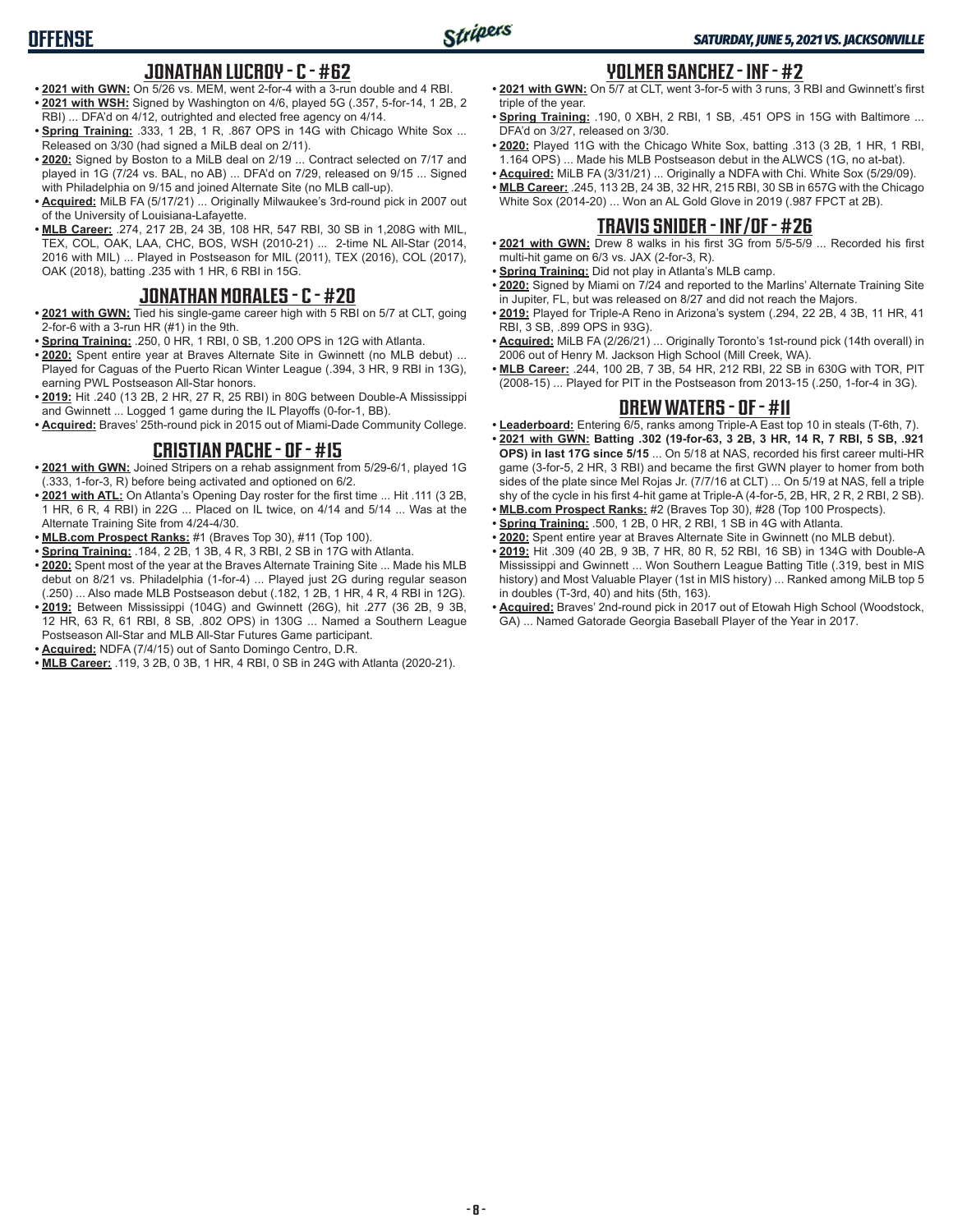## JONATHAN LUCROY - C - #62

- **2021 with GWN:** On 5/26 vs. MEM, went 2-for-4 with a 3-run double and 4 RBI.
- **2021 with WSH:** Signed by Washington on 4/6, played 5G (.357, 5-for-14, 1 2B, 2 RBI) ... DFA'd on 4/12, outrighted and elected free agency on 4/14.
- **Spring Training:** .333, 1 2B, 1 R, .867 OPS in 14G with Chicago White Sox ... Released on 3/30 (had signed a MiLB deal on 2/11).
- **2020:** Signed by Boston to a MiLB deal on 2/19 ... Contract selected on 7/17 and played in 1G (7/24 vs. BAL, no AB) ... DFA'd on 7/29, released on 9/15 ... Signed with Philadelphia on 9/15 and joined Alternate Site (no MLB call-up).
- **Acquired:** MiLB FA (5/17/21) ... Originally Milwaukee's 3rd-round pick in 2007 out of the University of Louisiana-Lafayette.
- **MLB Career:** .274, 217 2B, 24 3B, 108 HR, 547 RBI, 30 SB in 1,208G with MIL, TEX, COL, OAK, LAA, CHC, BOS, WSH (2010-21) ... 2-time NL All-Star (2014, 2016 with MIL) ... Played in Postseason for MIL (2011), TEX (2016), COL (2017), OAK (2018), batting .235 with 1 HR, 6 RBI in 15G.

## JONATHAN MORALES - C - #20

- **2021 with GWN:** Tied his single-game career high with 5 RBI on 5/7 at CLT, going 2-for-6 with a 3-run HR (#1) in the 9th.
- **Spring Training:** .250, 0 HR, 1 RBI, 0 SB, 1.200 OPS in 12G with Atlanta.
- **2020:** Spent entire year at Braves Alternate Site in Gwinnett (no MLB debut) ... Played for Caguas of the Puerto Rican Winter League (.394, 3 HR, 9 RBI in 13G), earning PWL Postseason All-Star honors.
- **2019:** Hit .240 (13 2B, 2 HR, 27 R, 25 RBI) in 80G between Double-A Mississippi and Gwinnett ... Logged 1 game during the IL Playoffs (0-for-1, BB).
- **Acquired:** Braves' 25th-round pick in 2015 out of Miami-Dade Community College.

## CRISTIAN PACHE - OF - #15

- **2021 with GWN:** Joined Stripers on a rehab assignment from 5/29-6/1, played 1G (.333, 1-for-3, R) before being activated and optioned on 6/2.
- **2021 with ATL:** On Atlanta's Opening Day roster for the first time ... Hit .111 (3 2B, 1 HR, 6 R, 4 RBI) in 22G ... Placed on IL twice, on 4/14 and 5/14 ... Was at the Alternate Training Site from 4/24-4/30.
- **MLB.com Prospect Ranks:** #1 (Braves Top 30), #11 (Top 100).
- **Spring Training:** .184, 2 2B, 1 3B, 4 R, 3 RBI, 2 SB in 17G with Atlanta.
- **2020:** Spent most of the year at the Braves Alternate Training Site ... Made his MLB debut on 8/21 vs. Philadelphia (1-for-4) ... Played just 2G during regular season (.250) ... Also made MLB Postseason debut (.182, 1 2B, 1 HR, 4 R, 4 RBI in 12G).
- **2019:** Between Mississippi (104G) and Gwinnett (26G), hit .277 (36 2B, 9 3B, 12 HR, 63 R, 61 RBI, 8 SB, .802 OPS) in 130G ... Named a Southern League Postseason All-Star and MLB All-Star Futures Game participant.
- **Acquired:** NDFA (7/4/15) out of Santo Domingo Centro, D.R.
- **MLB Career:** .119, 3 2B, 0 3B, 1 HR, 4 RBI, 0 SB in 24G with Atlanta (2020-21).

## YOLMER SANCHEZ - INF - #2

- **2021 with GWN:** On 5/7 at CLT, went 3-for-5 with 3 runs, 3 RBI and Gwinnett's first triple of the year.
- **Spring Training:** .190, 0 XBH, 2 RBI, 1 SB, .451 OPS in 15G with Baltimore ... DFA'd on 3/27, released on 3/30.
- **2020:** Played 11G with the Chicago White Sox, batting .313 (3 2B, 1 HR, 1 RBI, 1.164 OPS) ... Made his MLB Postseason debut in the ALWCS (1G, no at-bat).
- **Acquired:** MiLB FA (3/31/21) ... Originally a NDFA with Chi. White Sox (5/29/09).
- **MLB Career:** .245, 113 2B, 24 3B, 32 HR, 215 RBI, 30 SB in 657G with the Chicago White Sox (2014-20) ... Won an AL Gold Glove in 2019 (.987 FPCT at 2B).

## TRAVIS SNIDER - INF/OF - #26

- **2021 with GWN:** Drew 8 walks in his first 3G from 5/5-5/9 ... Recorded his first multi-hit game on 6/3 vs. JAX (2-for-3, R).
- **Spring Training:** Did not play in Atlanta's MLB camp.
- **2020:** Signed by Miami on 7/24 and reported to the Marlins' Alternate Training Site in Jupiter, FL, but was released on 8/27 and did not reach the Majors.
- **2019:** Played for Triple-A Reno in Arizona's system (.294, 22 2B, 4 3B, 11 HR, 41 RBI, 3 SB, .899 OPS in 93G).
- **Acquired:** MiLB FA (2/26/21) ... Originally Toronto's 1st-round pick (14th overall) in 2006 out of Henry M. Jackson High School (Mill Creek, WA).
- **MLB Career:** .244, 100 2B, 7 3B, 54 HR, 212 RBI, 22 SB in 630G with TOR, PIT (2008-15) ... Played for PIT in the Postseason from 2013-15 (.250, 1-for-4 in 3G).

## DREW WATERS - OF - #11

- **Leaderboard:** Entering 6/5, ranks among Triple-A East top 10 in steals (T-6th, 7).
- **2021 with GWN:** **Batting .302 (19-for-63, 3 2B, 3 HR, 14 R, 7 RBI, 5 SB, .921 OPS) in last 17G since 5/15** ... On 5/18 at NAS, recorded his first career multi-HR game (3-for-5, 2 HR, 3 RBI) and became the first GWN player to homer from both sides of the plate since Mel Rojas Jr. (7/7/16 at CLT) ... On 5/19 at NAS, fell a triple shy of the cycle in his first 4-hit game at Triple-A (4-for-5, 2B, HR, 2 R, 2 RBI, 2 SB).
- **MLB.com Prospect Ranks:** #2 (Braves Top 30), #28 (Top 100 Prospects).
- **Spring Training:** .500, 1 2B, 0 HR, 2 RBI, 1 SB in 4G with Atlanta.
- **2020:** Spent entire year at Braves Alternate Site in Gwinnett (no MLB debut).
- **2019:** Hit .309 (40 2B, 9 3B, 7 HR, 80 R, 52 RBI, 16 SB) in 134G with Double-A Mississippi and Gwinnett ... Won Southern League Batting Title (.319, best in MIS history) and Most Valuable Player (1st in MIS history) ... Ranked among MiLB top 5 in doubles (T-3rd, 40) and hits (5th, 163).
- **Acquired:** Braves' 2nd-round pick in 2017 out of Etowah High School (Woodstock, GA) ... Named Gatorade Georgia Baseball Player of the Year in 2017.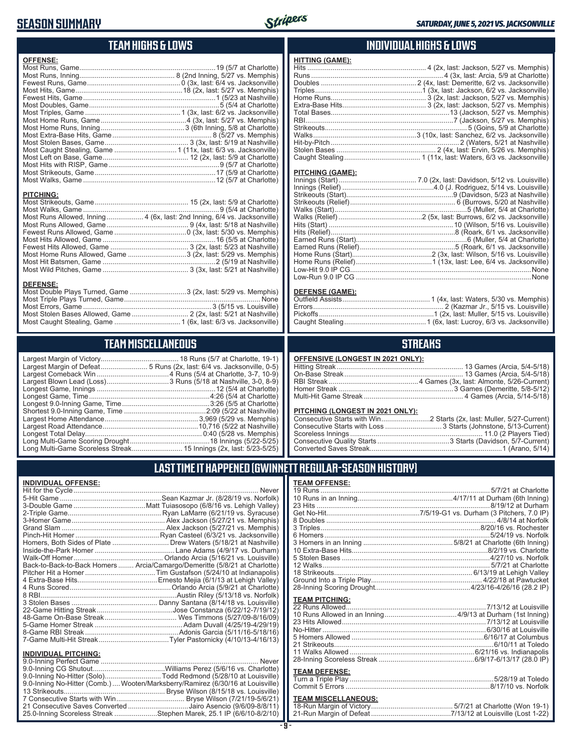# SEASON SUMMARY

*SATURDAY, JUNE 5, 2021 VS. JACKSONVILLE*

## TEAM HIGHS & LOWS

**OFFENSE:**

| | |
|---|---|
| Most Runs, Game | 19 (5/7 at Charlotte) |
| Most Runs, Inning | 8 (2nd Inning, 5/27 vs. Memphis) |
| Fewest Runs, Game | 0 (3x, last: 6/4 vs. Jacksonville) |
| Most Hits, Game | 18 (2x, last: 5/27 vs. Memphis) |
| Fewest Hits, Game | 1 (5/23 at Nashville) |
| Most Doubles, Game | 5 (5/4 at Charlotte) |
| Most Triples, Game | 1 (3x, last: 6/2 vs. Jacksonville) |
| Most Home Runs, Game | 4 (3x, last: 5/27 vs. Memphis) |
| Most Home Runs, Inning | 3 (6th Inning, 5/8 at Charlotte) |
| Most Extra-Base Hits, Game | 8 (5/27 vs. Memphis) |
| Most Stolen Bases, Game | 3 (3x, last: 5/19 at Nashville) |
| Most Caught Stealing, Game | 1 (11x, last: 6/3 vs. Jacksonville) |
| Most Left on Base, Game | 12 (2x, last: 5/9 at Charlotte) |
| Most Hits with RISP, Game | 9 (5/7 at Charlotte) |
| Most Strikeouts, Game | 17 (5/9 at Charlotte) |
| Most Walks, Game | 12 (5/7 at Charlotte) |

**PITCHING:**

| | |
|---|---|
| Most Strikeouts, Game | 15 (2x, last: 5/9 at Charlotte) |
| Most Walks, Game | 9 (5/4 at Charlotte) |
| Most Runs Allowed, Inning | 4 (6x, last: 2nd Inning, 6/4 vs. Jacksonville) |
| Most Runs Allowed, Game | 9 (4x, last: 5/18 at Nashville) |
| Fewest Runs Allowed, Game | 0 (3x, last: 5/30 vs. Memphis) |
| Most Hits Allowed, Game | 16 (5/5 at Charlotte) |
| Fewest Hits Allowed, Game | 3 (2x, last: 5/23 at Nashville) |
| Most Home Runs Allowed, Game | 3 (2x, last: 5/29 vs. Memphis) |
| Most Hit Batsmen, Game | 2 (5/19 at Nashville) |
| Most Wild Pitches, Game | 3 (3x, last: 5/21 at Nashville) |

**DEFENSE:**

| | |
|---|---|
| Most Double Plays Turned, Game | 3 (2x, last: 5/29 vs. Memphis) |
| Most Triple Plays Turned, Game | None |
| Most Errors, Game | 3 (5/15 vs. Louisville) |
| Most Stolen Bases Allowed, Game | 2 (2x, last: 5/21 at Nashville) |
| Most Caught Stealing, Game | 1 (6x, last: 6/3 vs. Jacksonville) |

## INDIVIDUAL HIGHS & LOWS

**HITTING (GAME):**

| | |
|---|---|
| Hits | 4 (2x, last: Jackson, 5/27 vs. Memphis) |
| Runs | 4 (3x, last: Arcia, 5/9 at Charlotte) |
| Doubles | 2 (4x, last: Demeritte, 6/2 vs. Jacksonville) |
| Triples | 1 (3x, last: Jackson, 6/2 vs. Jacksonville) |
| Home Runs | 3 (2x, last: Jackson, 5/27 vs. Memphis) |
| Extra-Base Hits | 3 (2x, last: Jackson, 5/27 vs. Memphis) |
| Total Bases | 13 (Jackson, 5/27 vs. Memphis) |
| RBI | 7 (Jackson, 5/27 vs. Memphis) |
| Strikeouts | 5 (Goins, 5/9 at Charlotte) |
| Walks | 3 (10x, last: Sanchez, 6/2 vs. Jacksonville) |
| Hit-by-Pitch | 2 (Waters, 5/21 at Nashville) |
| Stolen Bases | 2 (4x, last: Ervin, 5/26 vs. Memphis) |
| Caught Stealing | 1 (11x, last: Waters, 6/3 vs. Jacksonville) |

**PITCHING (GAME):**

| | |
|---|---|
| Innings (Start) | 7.0 (2x, last: Davidson, 5/12 vs. Louisville) |
| Innings (Relief) | 4.0 (J. Rodriguez, 5/14 vs. Louisville) |
| Strikeouts (Start) | 9 (Davidson, 5/23 at Nashville) |
| Strikeouts (Relief) | 6 (Burrows, 5/20 at Nashville) |
| Walks (Start) | 5 (Muller, 5/4 at Charlotte) |
| Walks (Relief) | 2 (5x, last: Burrows, 6/2 vs. Jacksonville) |
| Hits (Start) | 10 (Wilson, 5/16 vs. Louisville) |
| Hits (Relief) | 8 (Roark, 6/1 vs. Jacksonville) |
| Earned Runs (Start) | 6 (Muller, 5/4 at Charlotte) |
| Earned Runs (Relief) | 5 (Roark, 6/1 vs. Jacksonville) |
| Home Runs (Start) | 2 (3x, last: Wilson, 5/16 vs. Louisville) |
| Home Runs (Relief) | 1 (13x, last: Lee, 6/4 vs. Jacksonville) |
| Low-Hit 9.0 IP CG | None |
| Low-Run 9.0 IP CG | None |

**DEFENSE (GAME):**

| | |
|---|---|
| Outfield Assists | 1 (4x, last: Waters, 5/30 vs. Memphis) |
| Errors | 2 (Kazmar Jr., 5/15 vs. Louisville) |
| Pickoffs | 1 (2x, last: Muller, 5/15 vs. Louisville) |
| Caught Stealing | 1 (6x, last: Lucroy, 6/3 vs. Jacksonville) |

## TEAM MISCELLANEOUS

| | |
|---|---|
| Largest Margin of Victory | 18 Runs (5/7 at Charlotte, 19-1) |
| Largest Margin of Defeat | 5 Runs (2x, last: 6/4 vs. Jacksonville, 0-5) |
| Largest Comeback Win | 4 Runs (5/4 at Charlotte, 3-7, 10-9) |
| Largest Blown Lead (Loss) | 3 Runs (5/18 at Nashville, 3-0, 8-9) |
| Longest Game, Innings | 12 (5/4 at Charlotte) |
| Longest Game, Time | 4:26 (5/4 at Charlotte) |
| Longest 9.0-Inning Game, Time | 3:26 (5/5 at Charlotte) |
| Shortest 9.0-Inning Game, Time | 2:09 (5/22 at Nashville) |
| Largest Home Attendance | 3,969 (5/29 vs. Memphis) |
| Largest Road Attendance | 10,716 (5/22 at Nashville) |
| Longest Total Delay | 0:40 (5/28 vs. Memphis) |
| Long Multi-Game Scoring Drought | 18 Innings (5/22-5/25) |
| Long Multi-Game Scoreless Streak | 15 Innings (2x, last: 5/23-5/25) |

## STREAKS

**OFFENSIVE (LONGEST IN 2021 ONLY):**

| | |
|---|---|
| Hitting Streak | 13 Games (Arcia, 5/4-5/18) |
| On-Base Streak | 13 Games (Arcia, 5/4-5/18) |
| RBI Streak | 4 Games (3x, last: Almonte, 5/26-Current) |
| Homer Streak | 3 Games (Demeritte, 5/8-5/12) |
| Multi-Hit Game Streak | 4 Games (Arcia, 5/14-5/18) |

**PITCHING (LONGEST IN 2021 ONLY):**

| | |
|---|---|
| Consecutive Starts with Win | 2 Starts (2x, last: Muller, 5/27-Current) |
| Consecutive Starts with Loss | 3 Starts (Johnstone, 5/13-Current) |
| Scoreless Innings | 11.0 (2 Players Tied) |
| Consecutive Quality Starts | 3 Starts (Davidson, 5/7-Current) |
| Converted Saves Streak | 1 (Arano, 5/14) |

## LAST TIME IT HAPPENED (GWINNETT REGULAR-SEASON HISTORY)

**INDIVIDUAL OFFENSE:**

| | |
|---|---|
| Hit for the Cycle | Never |
| 5-Hit Game | Sean Kazmar Jr. (8/28/19 vs. Norfolk) |
| 3-Double Game | Matt Tuiasosopo (6/8/16 vs. Lehigh Valley) |
| 2-Triple Game | Ryan LaMarre (6/21/19 vs. Syracuse) |
| 3-Homer Game | Alex Jackson (5/27/21 vs. Memphis) |
| Grand Slam | Alex Jackson (5/27/21 vs. Memphis) |
| Pinch-Hit Homer | Ryan Casteel (6/3/21 vs. Jacksonville) |
| Homers, Both Sides of Plate | Drew Waters (5/18/21 at Nashville) |
| Inside-the-Park Homer | Lane Adams (4/9/17 vs. Durham) |
| Walk-Off Homer | Orlando Arcia (5/16/21 vs. Louisville) |
| Back-to-Back-to-Back Homers | Arcia/Camargo/Demeritte (5/8/21 at Charlotte) |
| Pitcher Hit a Homer | Tim Gustafson (5/24/10 at Indianapolis) |
| 4 Extra-Base Hits | Ernesto Mejia (6/1/13 at Lehigh Valley) |
| 4 Runs Scored | Orlando Arcia (5/9/21 at Charlotte) |
| 8 RBI | Austin Riley (5/13/18 vs. Norfolk) |
| 3 Stolen Bases | Danny Santana (8/14/18 vs. Louisville) |
| 22-Game Hitting Streak | Jose Constanza (6/22/12-7/19/12) |
| 48-Game On-Base Streak | Wes Timmons (5/27/09-8/16/09) |
| 5-Game Homer Streak | Adam Duvall (4/25/19-4/29/19) |
| 8-Game RBI Streak | Adonis Garcia (5/11/16-5/18/16) |
| 7-Game Multi-Hit Streak | Tyler Pastornicky (4/10/13-4/16/13) |

**INDIVIDUAL PITCHING:**

| | |
|---|---|
| 9.0-Inning Perfect Game | Never |
| 9.0-Inning CG Shutout | Williams Perez (5/6/16 vs. Charlotte) |
| 9.0-Inning No-Hitter (Solo) | Todd Redmond (5/28/10 at Louisville) |
| 9.0-Inning No-Hitter (Comb.) | Wooten/Marksberry/Ramirez (6/30/16 at Louisville) |
| 13 Strikeouts | Bryse Wilson (8/15/18 vs. Louisville) |
| 7 Consecutive Starts with Win | Bryse Wilson (7/21/19-5/6/21) |
| 21 Consecutive Saves Converted | Jairo Asencio (9/6/09-8/8/11) |
| 25.0-Inning Scoreless Streak | Stephen Marek, 25.1 IP (6/6/10-8/2/10) |

**TEAM OFFENSE:**

| | |
|---|---|
| 19 Runs | 5/7/21 at Charlotte |
| 10 Runs in an Inning | 4/17/11 at Durham (6th Inning) |
| 23 Hits | 8/19/12 at Durham |
| Get No-Hit | 7/5/19-G1 vs. Durham (3 Pitchers, 7.0 IP) |
| 8 Doubles | 4/8/14 at Norfolk |
| 3 Triples | 8/20/16 vs. Rochester |
| 6 Homers | 5/24/19 vs. Norfolk |
| 3 Homers in an Inning | 5/8/21 at Charlotte (6th Inning) |
| 10 Extra-Base Hits | 8/2/19 vs. Charlotte |
| 5 Stolen Bases | 4/27/10 vs. Norfolk |
| 12 Walks | 5/7/21 at Charlotte |
| 18 Strikeouts | 6/13/19 at Lehigh Valley |
| Ground Into a Triple Play | 4/22/18 at Pawtucket |
| 28-Inning Scoring Drought | 4/23/16-4/26/16 (28.2 IP) |

**TEAM PITCHING:**

| | |
|---|---|
| 22 Runs Allowed | 7/13/12 at Louisville |
| 10 Runs Allowed in an Inning | 4/9/13 at Durham (1st Inning) |
| 23 Hits Allowed | 7/13/12 at Louisville |
| No-Hitter | 6/30/16 at Louisville |
| 5 Homers Allowed | 6/16/17 at Columbus |
| 21 Strikeouts | 6/10/11 at Toledo |
| 11 Walks Allowed | 6/21/16 vs. Indianapolis |
| 28-Inning Scoreless Streak | 6/9/17-6/13/17 (28.0 IP) |

**TEAM DEFENSE:**

| | |
|---|---|
| Turn a Triple Play | 5/28/19 at Toledo |
| Commit 5 Errors | 8/17/10 vs. Norfolk |

**TEAM MISCELLANEOUS:**

| | |
|---|---|
| 18-Run Margin of Victory | 5/7/21 at Charlotte (Won 19-1) |
| 21-Run Margin of Defeat | 7/13/12 at Louisville (Lost 1-22) |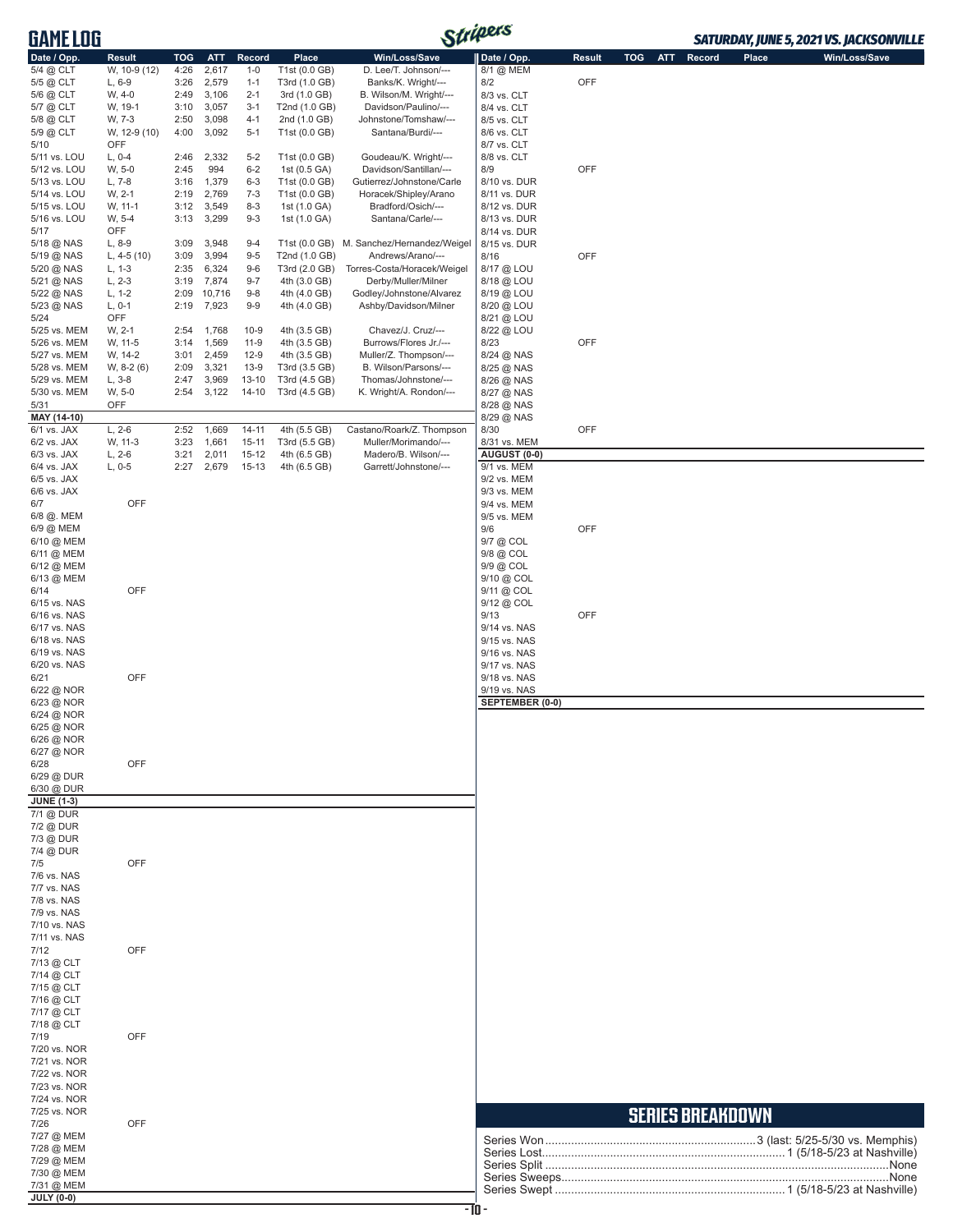## GAME LOG

| Date / Opp. | Result | TOG | ATT | Record | Place | Win/Loss/Save |
|---|---|---|---|---|---|---|
| 5/4 @ CLT | W, 10-9 (12) | 4:26 | 2,617 | 1-0 | T1st (0.0 GB) | D. Lee/T. Johnson/--- |
| 5/5 @ CLT | L, 6-9 | 3:26 | 2,579 | 1-1 | T3rd (1.0 GB) | Banks/K. Wright/--- |
| 5/6 @ CLT | W, 4-0 | 2:49 | 3,106 | 2-1 | 3rd (1.0 GB) | B. Wilson/M. Wright/--- |
| 5/7 @ CLT | W, 19-1 | 3:10 | 3,057 | 3-1 | T2nd (1.0 GB) | Davidson/Paulino/--- |
| 5/8 @ CLT | W, 7-3 | 2:50 | 3,098 | 4-1 | 2nd (1.0 GB) | Johnstone/Tomshaw/--- |
| 5/9 @ CLT | W, 12-9 (10) | 4:00 | 3,092 | 5-1 | T1st (0.0 GB) | Santana/Burdi/--- |
| 5/10 | OFF | | | | | |
| 5/11 vs. LOU | L, 0-4 | 2:46 | 2,332 | 5-2 | T1st (0.0 GB) | Goudeau/K. Wright/--- |
| 5/12 vs. LOU | W, 5-0 | 2:45 | 994 | 6-2 | 1st (0.5 GA) | Davidson/Santillan/--- |
| 5/13 vs. LOU | L, 7-8 | 3:16 | 1,379 | 6-3 | T1st (0.0 GB) | Gutierrez/Johnstone/Carle |
| 5/14 vs. LOU | W, 2-1 | 2:19 | 2,769 | 7-3 | T1st (0.0 GB) | Horacek/Shipley/Arano |
| 5/15 vs. LOU | W, 11-1 | 3:12 | 3,549 | 8-3 | 1st (1.0 GA) | Bradford/Osich/--- |
| 5/16 vs. LOU | W, 5-4 | 3:13 | 3,299 | 9-3 | 1st (1.0 GA) | Santana/Carle/--- |
| 5/17 | OFF | | | | | |
| 5/18 @ NAS | L, 8-9 | 3:09 | 3,948 | 9-4 | T1st (0.0 GB) | M. Sanchez/Hernandez/Weigel |
| 5/19 @ NAS | L, 4-5 (10) | 3:09 | 3,994 | 9-5 | T2nd (1.0 GB) | Andrews/Arano/--- |
| 5/20 @ NAS | L, 1-3 | 2:35 | 6,324 | 9-6 | T3rd (2.0 GB) | Torres-Costa/Horacek/Weigel |
| 5/21 @ NAS | L, 2-3 | 3:19 | 7,874 | 9-7 | 4th (3.0 GB) | Derby/Muller/Milner |
| 5/22 @ NAS | L, 1-2 | 2:09 | 10,716 | 9-8 | 4th (4.0 GB) | Godley/Johnstone/Alvarez |
| 5/23 @ NAS | L, 0-1 | 2:19 | 7,923 | 9-9 | 4th (4.0 GB) | Ashby/Davidson/Milner |
| 5/24 | OFF | | | | | |
| 5/25 vs. MEM | W, 2-1 | 2:54 | 1,768 | 10-9 | 4th (3.5 GB) | Chavez/J. Cruz/--- |
| 5/26 vs. MEM | W, 11-5 | 3:14 | 1,569 | 11-9 | 4th (3.5 GB) | Burrows/Flores Jr./--- |
| 5/27 vs. MEM | W, 14-2 | 3:01 | 2,459 | 12-9 | 4th (3.5 GB) | Muller/Z. Thompson/--- |
| 5/28 vs. MEM | W, 8-2 (6) | 2:09 | 3,321 | 13-9 | T3rd (3.5 GB) | B. Wilson/Parsons/--- |
| 5/29 vs. MEM | L, 3-8 | 2:47 | 3,969 | 13-10 | T3rd (4.5 GB) | Thomas/Johnstone/--- |
| 5/30 vs. MEM | W, 5-0 | 2:54 | 3,122 | 14-10 | T3rd (4.5 GB) | K. Wright/A. Rondon/--- |
| 5/31 | OFF | | | | | |
| **MAY (14-10)** | | | | | | |
| 6/1 vs. JAX | L, 2-6 | 2:52 | 1,669 | 14-11 | 4th (5.5 GB) | Castano/Roark/Z. Thompson |
| 6/2 vs. JAX | W, 11-3 | 3:23 | 1,661 | 15-11 | T3rd (5.5 GB) | Muller/Morimando/--- |
| 6/3 vs. JAX | L, 2-6 | 3:21 | 2,011 | 15-12 | 4th (6.5 GB) | Madero/B. Wilson/--- |
| 6/4 vs. JAX | L, 0-5 | 2:27 | 2,679 | 15-13 | 4th (6.5 GB) | Garrett/Johnstone/--- |
| 6/5 vs. JAX | | | | | | |
| 6/6 vs. JAX | | | | | | |
| 6/7 | OFF | | | | | |
| 6/8 @. MEM | | | | | | |
| 6/9 @ MEM | | | | | | |
| 6/10 @ MEM | | | | | | |
| 6/11 @ MEM | | | | | | |
| 6/12 @ MEM | | | | | | |
| 6/13 @ MEM | | | | | | |
| 6/14 | OFF | | | | | |
| 6/15 vs. NAS | | | | | | |
| 6/16 vs. NAS | | | | | | |
| 6/17 vs. NAS | | | | | | |
| 6/18 vs. NAS | | | | | | |
| 6/19 vs. NAS | | | | | | |
| 6/20 vs. NAS | | | | | | |
| 6/21 | OFF | | | | | |
| 6/22 @ NOR | | | | | | |
| 6/23 @ NOR | | | | | | |
| 6/24 @ NOR | | | | | | |
| 6/25 @ NOR | | | | | | |
| 6/26 @ NOR | | | | | | |
| 6/27 @ NOR | | | | | | |
| 6/28 | OFF | | | | | |
| 6/29 @ DUR | | | | | | |
| 6/30 @ DUR | | | | | | |
| **JUNE (1-3)** | | | | | | |
| 7/1 @ DUR | | | | | | |
| 7/2 @ DUR | | | | | | |
| 7/3 @ DUR | | | | | | |
| 7/4 @ DUR | | | | | | |
| 7/5 | OFF | | | | | |
| 7/6 vs. NAS | | | | | | |
| 7/7 vs. NAS | | | | | | |
| 7/8 vs. NAS | | | | | | |
| 7/9 vs. NAS | | | | | | |
| 7/10 vs. NAS | | | | | | |
| 7/11 vs. NAS | | | | | | |
| 7/12 | OFF | | | | | |
| 7/13 @ CLT | | | | | | |
| 7/14 @ CLT | | | | | | |
| 7/15 @ CLT | | | | | | |
| 7/16 @ CLT | | | | | | |
| 7/17 @ CLT | | | | | | |
| 7/18 @ CLT | | | | | | |
| 7/19 | OFF | | | | | |
| 7/20 vs. NOR | | | | | | |
| 7/21 vs. NOR | | | | | | |
| 7/22 vs. NOR | | | | | | |
| 7/23 vs. NOR | | | | | | |
| 7/24 vs. NOR | | | | | | |
| 7/25 vs. NOR | | | | | | |
| 7/26 | OFF | | | | | |
| 7/27 @ MEM | | | | | | |
| 7/28 @ MEM | | | | | | |
| 7/29 @ MEM | | | | | | |
| 7/30 @ MEM | | | | | | |
| 7/31 @ MEM | | | | | | |
| **JULY (0-0)** | | | | | | |

| Date / Opp. | Result | TOG | ATT | Record | Place | Win/Loss/Save |
|---|---|---|---|---|---|---|
| 8/1 @ MEM | | | | | | |
| 8/2 | OFF | | | | | |
| 8/3 vs. CLT | | | | | | |
| 8/4 vs. CLT | | | | | | |
| 8/5 vs. CLT | | | | | | |
| 8/6 vs. CLT | | | | | | |
| 8/7 vs. CLT | | | | | | |
| 8/8 vs. CLT | | | | | | |
| 8/9 | OFF | | | | | |
| 8/10 vs. DUR | | | | | | |
| 8/11 vs. DUR | | | | | | |
| 8/12 vs. DUR | | | | | | |
| 8/13 vs. DUR | | | | | | |
| 8/14 vs. DUR | | | | | | |
| 8/15 vs. DUR | | | | | | |
| 8/16 | OFF | | | | | |
| 8/17 @ LOU | | | | | | |
| 8/18 @ LOU | | | | | | |
| 8/19 @ LOU | | | | | | |
| 8/20 @ LOU | | | | | | |
| 8/21 @ LOU | | | | | | |
| 8/22 @ LOU | | | | | | |
| 8/23 | OFF | | | | | |
| 8/24 @ NAS | | | | | | |
| 8/25 @ NAS | | | | | | |
| 8/26 @ NAS | | | | | | |
| 8/27 @ NAS | | | | | | |
| 8/28 @ NAS | | | | | | |
| 8/29 @ NAS | | | | | | |
| 8/30 | OFF | | | | | |
| 8/31 vs. MEM | | | | | | |
| **AUGUST (0-0)** | | | | | | |
| 9/1 vs. MEM | | | | | | |
| 9/2 vs. MEM | | | | | | |
| 9/3 vs. MEM | | | | | | |
| 9/4 vs. MEM | | | | | | |
| 9/5 vs. MEM | | | | | | |
| 9/6 | OFF | | | | | |
| 9/7 @ COL | | | | | | |
| 9/8 @ COL | | | | | | |
| 9/9 @ COL | | | | | | |
| 9/10 @ COL | | | | | | |
| 9/11 @ COL | | | | | | |
| 9/12 @ COL | | | | | | |
| 9/13 | OFF | | | | | |
| 9/14 vs. NAS | | | | | | |
| 9/15 vs. NAS | | | | | | |
| 9/16 vs. NAS | | | | | | |
| 9/17 vs. NAS | | | | | | |
| 9/18 vs. NAS | | | | | | |
| 9/19 vs. NAS | | | | | | |
| **SEPTEMBER (0-0)** | | | | | | |

## SERIES BREAKDOWN

Series Won....................3 (last: 5/25-5/30 vs. Memphis)
Series Lost....................1 (5/18-5/23 at Nashville)
Series Split....................None
Series Sweeps....................None
Series Swept....................1 (5/18-5/23 at Nashville)